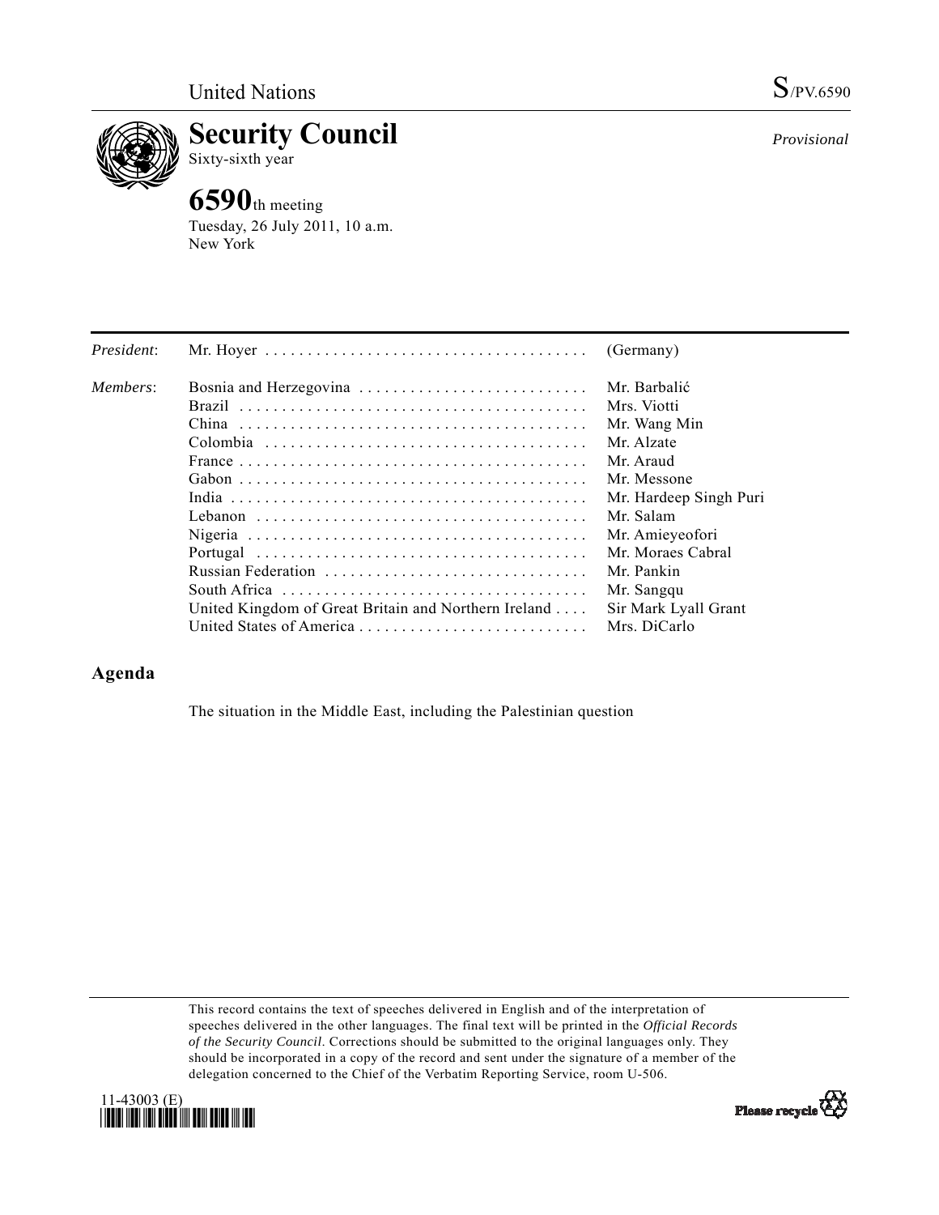United Nations

S/PV.6590

# Security Council

Sixty-sixth year

*Provisional*

## 6590th meeting

Tuesday, 26 July 2011, 10 a.m.
New York

| | | |
|---|---|---|
| *President*: | Mr. Hoyer | (Germany) |
| *Members*: | Bosnia and Herzegovina | Mr. Barbalić |
| | Brazil | Mrs. Viotti |
| | China | Mr. Wang Min |
| | Colombia | Mr. Alzate |
| | France | Mr. Araud |
| | Gabon | Mr. Messone |
| | India | Mr. Hardeep Singh Puri |
| | Lebanon | Mr. Salam |
| | Nigeria | Mr. Amieyeofori |
| | Portugal | Mr. Moraes Cabral |
| | Russian Federation | Mr. Pankin |
| | South Africa | Mr. Sangqu |
| | United Kingdom of Great Britain and Northern Ireland | Sir Mark Lyall Grant |
| | United States of America | Mrs. DiCarlo |

## Agenda

The situation in the Middle East, including the Palestinian question

This record contains the text of speeches delivered in English and of the interpretation of speeches delivered in the other languages. The final text will be printed in the *Official Records of the Security Council*. Corrections should be submitted to the original languages only. They should be incorporated in a copy of the record and sent under the signature of a member of the delegation concerned to the Chief of the Verbatim Reporting Service, room U-506.

11-43003 (E)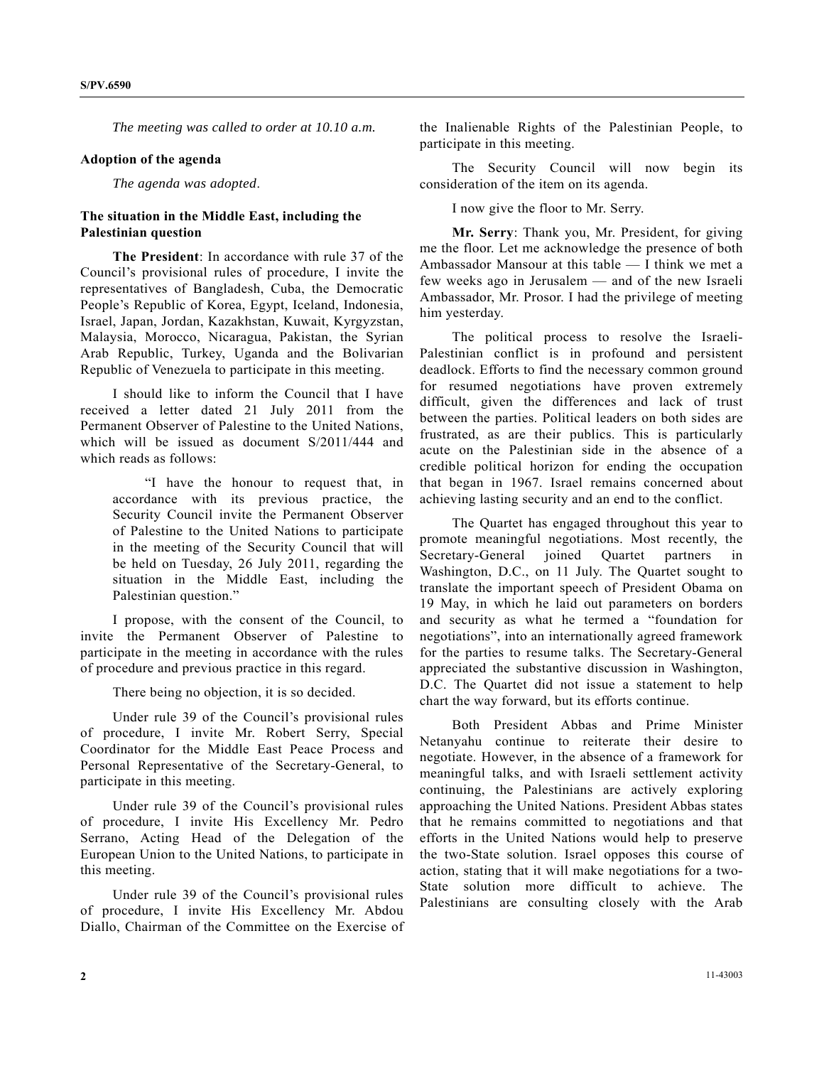*The meeting was called to order at 10.10 a.m.*

**Adoption of the agenda**

*The agenda was adopted*.

**The situation in the Middle East, including the Palestinian question**

**The President**: In accordance with rule 37 of the Council's provisional rules of procedure, I invite the representatives of Bangladesh, Cuba, the Democratic People's Republic of Korea, Egypt, Iceland, Indonesia, Israel, Japan, Jordan, Kazakhstan, Kuwait, Kyrgyzstan, Malaysia, Morocco, Nicaragua, Pakistan, the Syrian Arab Republic, Turkey, Uganda and the Bolivarian Republic of Venezuela to participate in this meeting.

I should like to inform the Council that I have received a letter dated 21 July 2011 from the Permanent Observer of Palestine to the United Nations, which will be issued as document S/2011/444 and which reads as follows:

> "I have the honour to request that, in accordance with its previous practice, the Security Council invite the Permanent Observer of Palestine to the United Nations to participate in the meeting of the Security Council that will be held on Tuesday, 26 July 2011, regarding the situation in the Middle East, including the Palestinian question."

I propose, with the consent of the Council, to invite the Permanent Observer of Palestine to participate in the meeting in accordance with the rules of procedure and previous practice in this regard.

There being no objection, it is so decided.

Under rule 39 of the Council's provisional rules of procedure, I invite Mr. Robert Serry, Special Coordinator for the Middle East Peace Process and Personal Representative of the Secretary-General, to participate in this meeting.

Under rule 39 of the Council's provisional rules of procedure, I invite His Excellency Mr. Pedro Serrano, Acting Head of the Delegation of the European Union to the United Nations, to participate in this meeting.

Under rule 39 of the Council's provisional rules of procedure, I invite His Excellency Mr. Abdou Diallo, Chairman of the Committee on the Exercise of the Inalienable Rights of the Palestinian People, to participate in this meeting.

The Security Council will now begin its consideration of the item on its agenda.

I now give the floor to Mr. Serry.

**Mr. Serry**: Thank you, Mr. President, for giving me the floor. Let me acknowledge the presence of both Ambassador Mansour at this table — I think we met a few weeks ago in Jerusalem — and of the new Israeli Ambassador, Mr. Prosor. I had the privilege of meeting him yesterday.

The political process to resolve the Israeli-Palestinian conflict is in profound and persistent deadlock. Efforts to find the necessary common ground for resumed negotiations have proven extremely difficult, given the differences and lack of trust between the parties. Political leaders on both sides are frustrated, as are their publics. This is particularly acute on the Palestinian side in the absence of a credible political horizon for ending the occupation that began in 1967. Israel remains concerned about achieving lasting security and an end to the conflict.

The Quartet has engaged throughout this year to promote meaningful negotiations. Most recently, the Secretary-General joined Quartet partners in Washington, D.C., on 11 July. The Quartet sought to translate the important speech of President Obama on 19 May, in which he laid out parameters on borders and security as what he termed a "foundation for negotiations", into an internationally agreed framework for the parties to resume talks. The Secretary-General appreciated the substantive discussion in Washington, D.C. The Quartet did not issue a statement to help chart the way forward, but its efforts continue.

Both President Abbas and Prime Minister Netanyahu continue to reiterate their desire to negotiate. However, in the absence of a framework for meaningful talks, and with Israeli settlement activity continuing, the Palestinians are actively exploring approaching the United Nations. President Abbas states that he remains committed to negotiations and that efforts in the United Nations would help to preserve the two-State solution. Israel opposes this course of action, stating that it will make negotiations for a two-State solution more difficult to achieve. The Palestinians are consulting closely with the Arab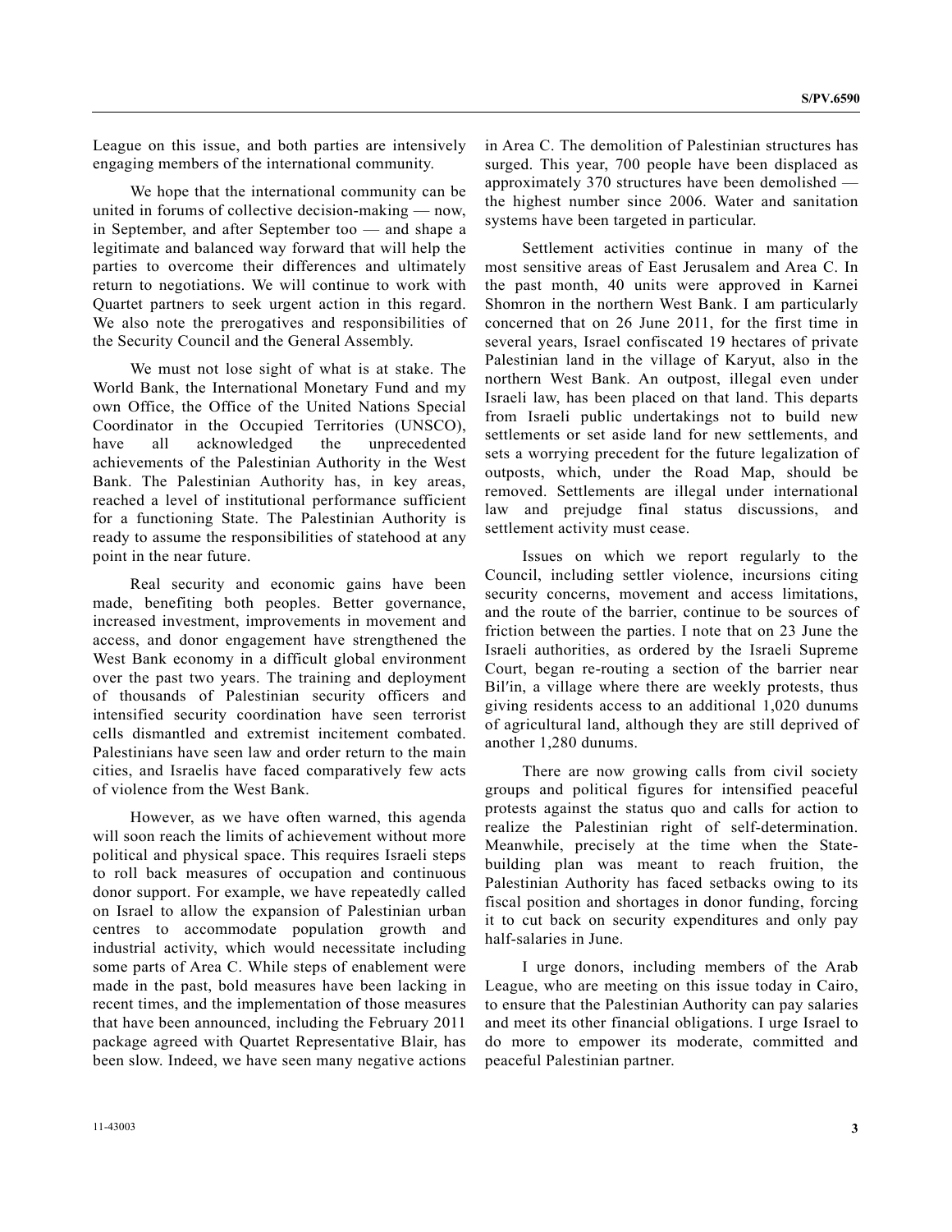League on this issue, and both parties are intensively engaging members of the international community.

We hope that the international community can be united in forums of collective decision-making — now, in September, and after September too — and shape a legitimate and balanced way forward that will help the parties to overcome their differences and ultimately return to negotiations. We will continue to work with Quartet partners to seek urgent action in this regard. We also note the prerogatives and responsibilities of the Security Council and the General Assembly.

We must not lose sight of what is at stake. The World Bank, the International Monetary Fund and my own Office, the Office of the United Nations Special Coordinator in the Occupied Territories (UNSCO), have all acknowledged the unprecedented achievements of the Palestinian Authority in the West Bank. The Palestinian Authority has, in key areas, reached a level of institutional performance sufficient for a functioning State. The Palestinian Authority is ready to assume the responsibilities of statehood at any point in the near future.

Real security and economic gains have been made, benefiting both peoples. Better governance, increased investment, improvements in movement and access, and donor engagement have strengthened the West Bank economy in a difficult global environment over the past two years. The training and deployment of thousands of Palestinian security officers and intensified security coordination have seen terrorist cells dismantled and extremist incitement combated. Palestinians have seen law and order return to the main cities, and Israelis have faced comparatively few acts of violence from the West Bank.

However, as we have often warned, this agenda will soon reach the limits of achievement without more political and physical space. This requires Israeli steps to roll back measures of occupation and continuous donor support. For example, we have repeatedly called on Israel to allow the expansion of Palestinian urban centres to accommodate population growth and industrial activity, which would necessitate including some parts of Area C. While steps of enablement were made in the past, bold measures have been lacking in recent times, and the implementation of those measures that have been announced, including the February 2011 package agreed with Quartet Representative Blair, has been slow. Indeed, we have seen many negative actions in Area C. The demolition of Palestinian structures has surged. This year, 700 people have been displaced as approximately 370 structures have been demolished — the highest number since 2006. Water and sanitation systems have been targeted in particular.

Settlement activities continue in many of the most sensitive areas of East Jerusalem and Area C. In the past month, 40 units were approved in Karnei Shomron in the northern West Bank. I am particularly concerned that on 26 June 2011, for the first time in several years, Israel confiscated 19 hectares of private Palestinian land in the village of Karyut, also in the northern West Bank. An outpost, illegal even under Israeli law, has been placed on that land. This departs from Israeli public undertakings not to build new settlements or set aside land for new settlements, and sets a worrying precedent for the future legalization of outposts, which, under the Road Map, should be removed. Settlements are illegal under international law and prejudge final status discussions, and settlement activity must cease.

Issues on which we report regularly to the Council, including settler violence, incursions citing security concerns, movement and access limitations, and the route of the barrier, continue to be sources of friction between the parties. I note that on 23 June the Israeli authorities, as ordered by the Israeli Supreme Court, began re-routing a section of the barrier near Bil′in, a village where there are weekly protests, thus giving residents access to an additional 1,020 dunums of agricultural land, although they are still deprived of another 1,280 dunums.

There are now growing calls from civil society groups and political figures for intensified peaceful protests against the status quo and calls for action to realize the Palestinian right of self-determination. Meanwhile, precisely at the time when the State-building plan was meant to reach fruition, the Palestinian Authority has faced setbacks owing to its fiscal position and shortages in donor funding, forcing it to cut back on security expenditures and only pay half-salaries in June.

I urge donors, including members of the Arab League, who are meeting on this issue today in Cairo, to ensure that the Palestinian Authority can pay salaries and meet its other financial obligations. I urge Israel to do more to empower its moderate, committed and peaceful Palestinian partner.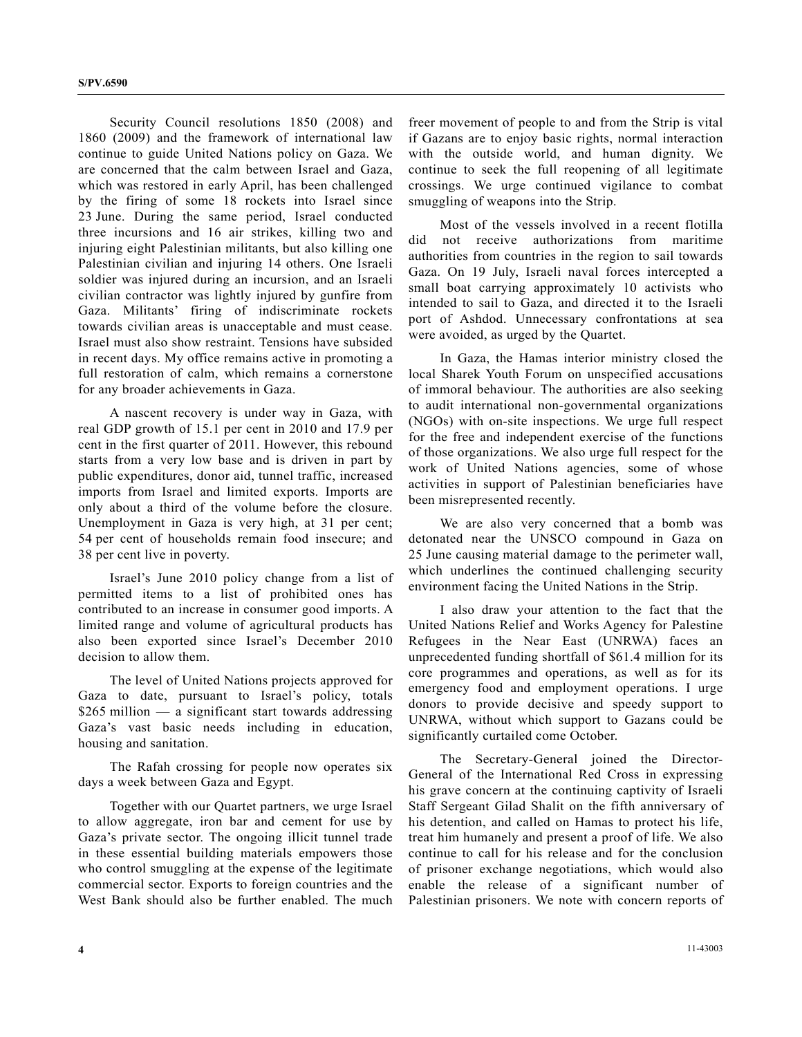Security Council resolutions 1850 (2008) and 1860 (2009) and the framework of international law continue to guide United Nations policy on Gaza. We are concerned that the calm between Israel and Gaza, which was restored in early April, has been challenged by the firing of some 18 rockets into Israel since 23 June. During the same period, Israel conducted three incursions and 16 air strikes, killing two and injuring eight Palestinian militants, but also killing one Palestinian civilian and injuring 14 others. One Israeli soldier was injured during an incursion, and an Israeli civilian contractor was lightly injured by gunfire from Gaza. Militants' firing of indiscriminate rockets towards civilian areas is unacceptable and must cease. Israel must also show restraint. Tensions have subsided in recent days. My office remains active in promoting a full restoration of calm, which remains a cornerstone for any broader achievements in Gaza.

A nascent recovery is under way in Gaza, with real GDP growth of 15.1 per cent in 2010 and 17.9 per cent in the first quarter of 2011. However, this rebound starts from a very low base and is driven in part by public expenditures, donor aid, tunnel traffic, increased imports from Israel and limited exports. Imports are only about a third of the volume before the closure. Unemployment in Gaza is very high, at 31 per cent; 54 per cent of households remain food insecure; and 38 per cent live in poverty.

Israel's June 2010 policy change from a list of permitted items to a list of prohibited ones has contributed to an increase in consumer good imports. A limited range and volume of agricultural products has also been exported since Israel's December 2010 decision to allow them.

The level of United Nations projects approved for Gaza to date, pursuant to Israel's policy, totals \$265 million — a significant start towards addressing Gaza's vast basic needs including in education, housing and sanitation.

The Rafah crossing for people now operates six days a week between Gaza and Egypt.

Together with our Quartet partners, we urge Israel to allow aggregate, iron bar and cement for use by Gaza's private sector. The ongoing illicit tunnel trade in these essential building materials empowers those who control smuggling at the expense of the legitimate commercial sector. Exports to foreign countries and the West Bank should also be further enabled. The much freer movement of people to and from the Strip is vital if Gazans are to enjoy basic rights, normal interaction with the outside world, and human dignity. We continue to seek the full reopening of all legitimate crossings. We urge continued vigilance to combat smuggling of weapons into the Strip.

Most of the vessels involved in a recent flotilla did not receive authorizations from maritime authorities from countries in the region to sail towards Gaza. On 19 July, Israeli naval forces intercepted a small boat carrying approximately 10 activists who intended to sail to Gaza, and directed it to the Israeli port of Ashdod. Unnecessary confrontations at sea were avoided, as urged by the Quartet.

In Gaza, the Hamas interior ministry closed the local Sharek Youth Forum on unspecified accusations of immoral behaviour. The authorities are also seeking to audit international non-governmental organizations (NGOs) with on-site inspections. We urge full respect for the free and independent exercise of the functions of those organizations. We also urge full respect for the work of United Nations agencies, some of whose activities in support of Palestinian beneficiaries have been misrepresented recently.

We are also very concerned that a bomb was detonated near the UNSCO compound in Gaza on 25 June causing material damage to the perimeter wall, which underlines the continued challenging security environment facing the United Nations in the Strip.

I also draw your attention to the fact that the United Nations Relief and Works Agency for Palestine Refugees in the Near East (UNRWA) faces an unprecedented funding shortfall of \$61.4 million for its core programmes and operations, as well as for its emergency food and employment operations. I urge donors to provide decisive and speedy support to UNRWA, without which support to Gazans could be significantly curtailed come October.

The Secretary-General joined the Director-General of the International Red Cross in expressing his grave concern at the continuing captivity of Israeli Staff Sergeant Gilad Shalit on the fifth anniversary of his detention, and called on Hamas to protect his life, treat him humanely and present a proof of life. We also continue to call for his release and for the conclusion of prisoner exchange negotiations, which would also enable the release of a significant number of Palestinian prisoners. We note with concern reports of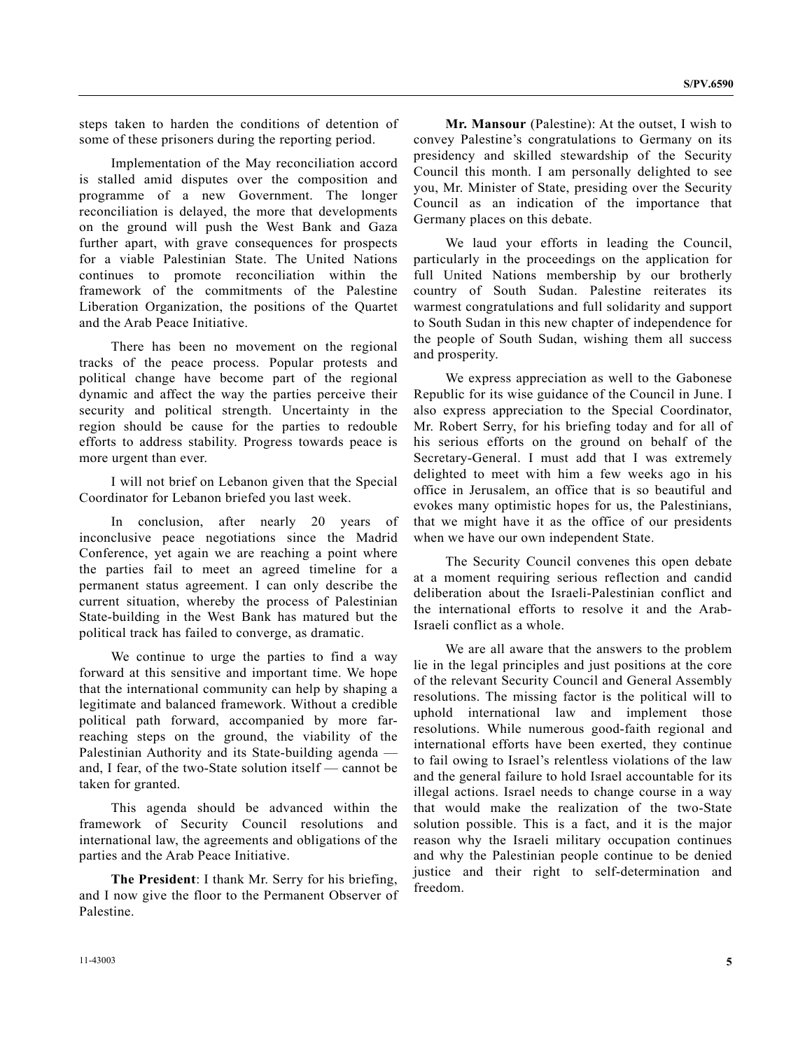steps taken to harden the conditions of detention of some of these prisoners during the reporting period.

Implementation of the May reconciliation accord is stalled amid disputes over the composition and programme of a new Government. The longer reconciliation is delayed, the more that developments on the ground will push the West Bank and Gaza further apart, with grave consequences for prospects for a viable Palestinian State. The United Nations continues to promote reconciliation within the framework of the commitments of the Palestine Liberation Organization, the positions of the Quartet and the Arab Peace Initiative.

There has been no movement on the regional tracks of the peace process. Popular protests and political change have become part of the regional dynamic and affect the way the parties perceive their security and political strength. Uncertainty in the region should be cause for the parties to redouble efforts to address stability. Progress towards peace is more urgent than ever.

I will not brief on Lebanon given that the Special Coordinator for Lebanon briefed you last week.

In conclusion, after nearly 20 years of inconclusive peace negotiations since the Madrid Conference, yet again we are reaching a point where the parties fail to meet an agreed timeline for a permanent status agreement. I can only describe the current situation, whereby the process of Palestinian State-building in the West Bank has matured but the political track has failed to converge, as dramatic.

We continue to urge the parties to find a way forward at this sensitive and important time. We hope that the international community can help by shaping a legitimate and balanced framework. Without a credible political path forward, accompanied by more far-reaching steps on the ground, the viability of the Palestinian Authority and its State-building agenda — and, I fear, of the two-State solution itself — cannot be taken for granted.

This agenda should be advanced within the framework of Security Council resolutions and international law, the agreements and obligations of the parties and the Arab Peace Initiative.

**The President**: I thank Mr. Serry for his briefing, and I now give the floor to the Permanent Observer of Palestine.

**Mr. Mansour** (Palestine): At the outset, I wish to convey Palestine's congratulations to Germany on its presidency and skilled stewardship of the Security Council this month. I am personally delighted to see you, Mr. Minister of State, presiding over the Security Council as an indication of the importance that Germany places on this debate.

We laud your efforts in leading the Council, particularly in the proceedings on the application for full United Nations membership by our brotherly country of South Sudan. Palestine reiterates its warmest congratulations and full solidarity and support to South Sudan in this new chapter of independence for the people of South Sudan, wishing them all success and prosperity.

We express appreciation as well to the Gabonese Republic for its wise guidance of the Council in June. I also express appreciation to the Special Coordinator, Mr. Robert Serry, for his briefing today and for all of his serious efforts on the ground on behalf of the Secretary-General. I must add that I was extremely delighted to meet with him a few weeks ago in his office in Jerusalem, an office that is so beautiful and evokes many optimistic hopes for us, the Palestinians, that we might have it as the office of our presidents when we have our own independent State.

The Security Council convenes this open debate at a moment requiring serious reflection and candid deliberation about the Israeli-Palestinian conflict and the international efforts to resolve it and the Arab-Israeli conflict as a whole.

We are all aware that the answers to the problem lie in the legal principles and just positions at the core of the relevant Security Council and General Assembly resolutions. The missing factor is the political will to uphold international law and implement those resolutions. While numerous good-faith regional and international efforts have been exerted, they continue to fail owing to Israel's relentless violations of the law and the general failure to hold Israel accountable for its illegal actions. Israel needs to change course in a way that would make the realization of the two-State solution possible. This is a fact, and it is the major reason why the Israeli military occupation continues and why the Palestinian people continue to be denied justice and their right to self-determination and freedom.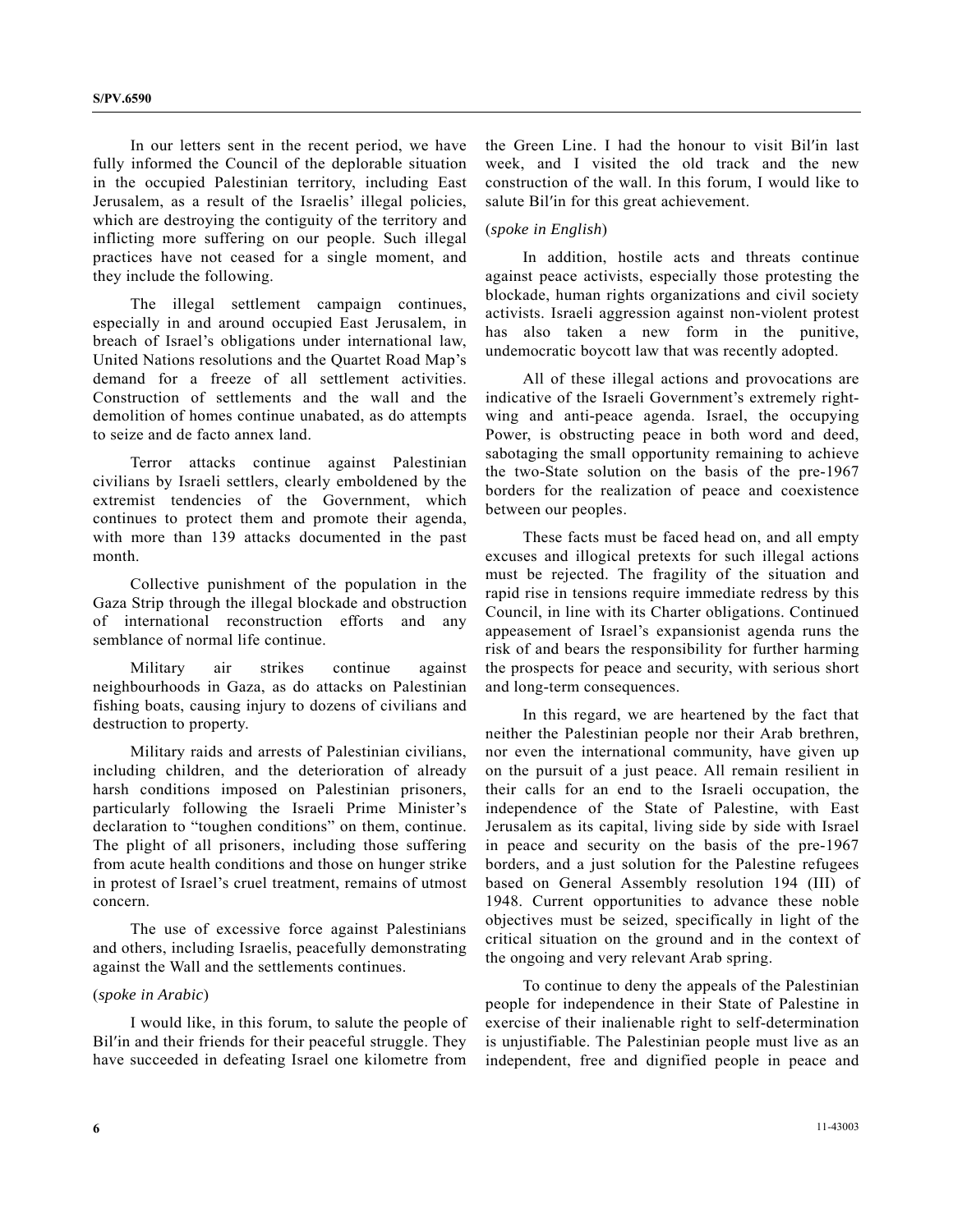In our letters sent in the recent period, we have fully informed the Council of the deplorable situation in the occupied Palestinian territory, including East Jerusalem, as a result of the Israelis' illegal policies, which are destroying the contiguity of the territory and inflicting more suffering on our people. Such illegal practices have not ceased for a single moment, and they include the following.

The illegal settlement campaign continues, especially in and around occupied East Jerusalem, in breach of Israel's obligations under international law, United Nations resolutions and the Quartet Road Map's demand for a freeze of all settlement activities. Construction of settlements and the wall and the demolition of homes continue unabated, as do attempts to seize and de facto annex land.

Terror attacks continue against Palestinian civilians by Israeli settlers, clearly emboldened by the extremist tendencies of the Government, which continues to protect them and promote their agenda, with more than 139 attacks documented in the past month.

Collective punishment of the population in the Gaza Strip through the illegal blockade and obstruction of international reconstruction efforts and any semblance of normal life continue.

Military air strikes continue against neighbourhoods in Gaza, as do attacks on Palestinian fishing boats, causing injury to dozens of civilians and destruction to property.

Military raids and arrests of Palestinian civilians, including children, and the deterioration of already harsh conditions imposed on Palestinian prisoners, particularly following the Israeli Prime Minister's declaration to "toughen conditions" on them, continue. The plight of all prisoners, including those suffering from acute health conditions and those on hunger strike in protest of Israel's cruel treatment, remains of utmost concern.

The use of excessive force against Palestinians and others, including Israelis, peacefully demonstrating against the Wall and the settlements continues.

(*spoke in Arabic*)

I would like, in this forum, to salute the people of Bil′in and their friends for their peaceful struggle. They have succeeded in defeating Israel one kilometre from the Green Line. I had the honour to visit Bil′in last week, and I visited the old track and the new construction of the wall. In this forum, I would like to salute Bil′in for this great achievement.

(*spoke in English*)

In addition, hostile acts and threats continue against peace activists, especially those protesting the blockade, human rights organizations and civil society activists. Israeli aggression against non-violent protest has also taken a new form in the punitive, undemocratic boycott law that was recently adopted.

All of these illegal actions and provocations are indicative of the Israeli Government's extremely right-wing and anti-peace agenda. Israel, the occupying Power, is obstructing peace in both word and deed, sabotaging the small opportunity remaining to achieve the two-State solution on the basis of the pre-1967 borders for the realization of peace and coexistence between our peoples.

These facts must be faced head on, and all empty excuses and illogical pretexts for such illegal actions must be rejected. The fragility of the situation and rapid rise in tensions require immediate redress by this Council, in line with its Charter obligations. Continued appeasement of Israel's expansionist agenda runs the risk of and bears the responsibility for further harming the prospects for peace and security, with serious short and long-term consequences.

In this regard, we are heartened by the fact that neither the Palestinian people nor their Arab brethren, nor even the international community, have given up on the pursuit of a just peace. All remain resilient in their calls for an end to the Israeli occupation, the independence of the State of Palestine, with East Jerusalem as its capital, living side by side with Israel in peace and security on the basis of the pre-1967 borders, and a just solution for the Palestine refugees based on General Assembly resolution 194 (III) of 1948. Current opportunities to advance these noble objectives must be seized, specifically in light of the critical situation on the ground and in the context of the ongoing and very relevant Arab spring.

To continue to deny the appeals of the Palestinian people for independence in their State of Palestine in exercise of their inalienable right to self-determination is unjustifiable. The Palestinian people must live as an independent, free and dignified people in peace and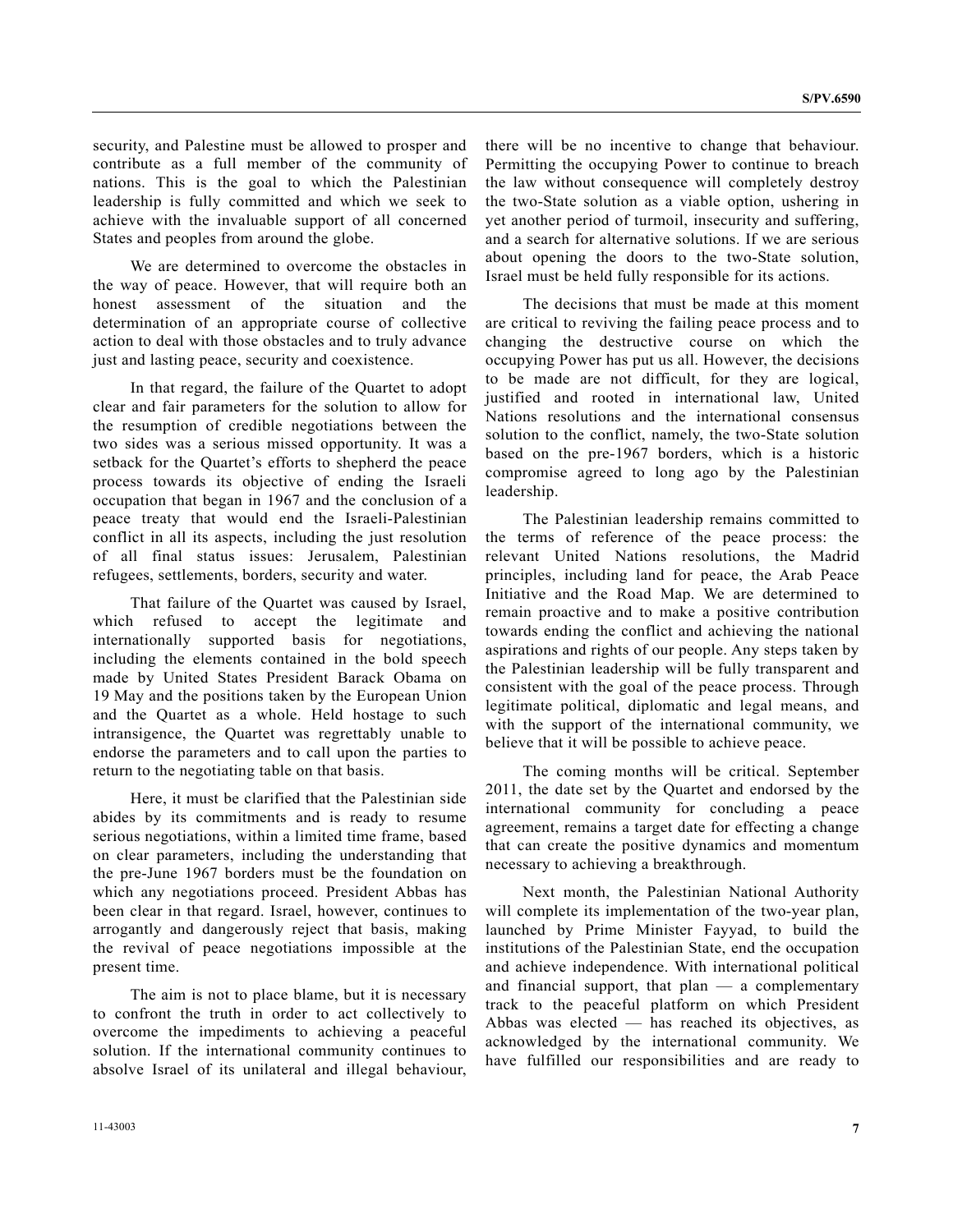security, and Palestine must be allowed to prosper and contribute as a full member of the community of nations. This is the goal to which the Palestinian leadership is fully committed and which we seek to achieve with the invaluable support of all concerned States and peoples from around the globe.

We are determined to overcome the obstacles in the way of peace. However, that will require both an honest assessment of the situation and the determination of an appropriate course of collective action to deal with those obstacles and to truly advance just and lasting peace, security and coexistence.

In that regard, the failure of the Quartet to adopt clear and fair parameters for the solution to allow for the resumption of credible negotiations between the two sides was a serious missed opportunity. It was a setback for the Quartet's efforts to shepherd the peace process towards its objective of ending the Israeli occupation that began in 1967 and the conclusion of a peace treaty that would end the Israeli-Palestinian conflict in all its aspects, including the just resolution of all final status issues: Jerusalem, Palestinian refugees, settlements, borders, security and water.

That failure of the Quartet was caused by Israel, which refused to accept the legitimate and internationally supported basis for negotiations, including the elements contained in the bold speech made by United States President Barack Obama on 19 May and the positions taken by the European Union and the Quartet as a whole. Held hostage to such intransigence, the Quartet was regrettably unable to endorse the parameters and to call upon the parties to return to the negotiating table on that basis.

Here, it must be clarified that the Palestinian side abides by its commitments and is ready to resume serious negotiations, within a limited time frame, based on clear parameters, including the understanding that the pre-June 1967 borders must be the foundation on which any negotiations proceed. President Abbas has been clear in that regard. Israel, however, continues to arrogantly and dangerously reject that basis, making the revival of peace negotiations impossible at the present time.

The aim is not to place blame, but it is necessary to confront the truth in order to act collectively to overcome the impediments to achieving a peaceful solution. If the international community continues to absolve Israel of its unilateral and illegal behaviour, there will be no incentive to change that behaviour. Permitting the occupying Power to continue to breach the law without consequence will completely destroy the two-State solution as a viable option, ushering in yet another period of turmoil, insecurity and suffering, and a search for alternative solutions. If we are serious about opening the doors to the two-State solution, Israel must be held fully responsible for its actions.

The decisions that must be made at this moment are critical to reviving the failing peace process and to changing the destructive course on which the occupying Power has put us all. However, the decisions to be made are not difficult, for they are logical, justified and rooted in international law, United Nations resolutions and the international consensus solution to the conflict, namely, the two-State solution based on the pre-1967 borders, which is a historic compromise agreed to long ago by the Palestinian leadership.

The Palestinian leadership remains committed to the terms of reference of the peace process: the relevant United Nations resolutions, the Madrid principles, including land for peace, the Arab Peace Initiative and the Road Map. We are determined to remain proactive and to make a positive contribution towards ending the conflict and achieving the national aspirations and rights of our people. Any steps taken by the Palestinian leadership will be fully transparent and consistent with the goal of the peace process. Through legitimate political, diplomatic and legal means, and with the support of the international community, we believe that it will be possible to achieve peace.

The coming months will be critical. September 2011, the date set by the Quartet and endorsed by the international community for concluding a peace agreement, remains a target date for effecting a change that can create the positive dynamics and momentum necessary to achieving a breakthrough.

Next month, the Palestinian National Authority will complete its implementation of the two-year plan, launched by Prime Minister Fayyad, to build the institutions of the Palestinian State, end the occupation and achieve independence. With international political and financial support, that plan — a complementary track to the peaceful platform on which President Abbas was elected — has reached its objectives, as acknowledged by the international community. We have fulfilled our responsibilities and are ready to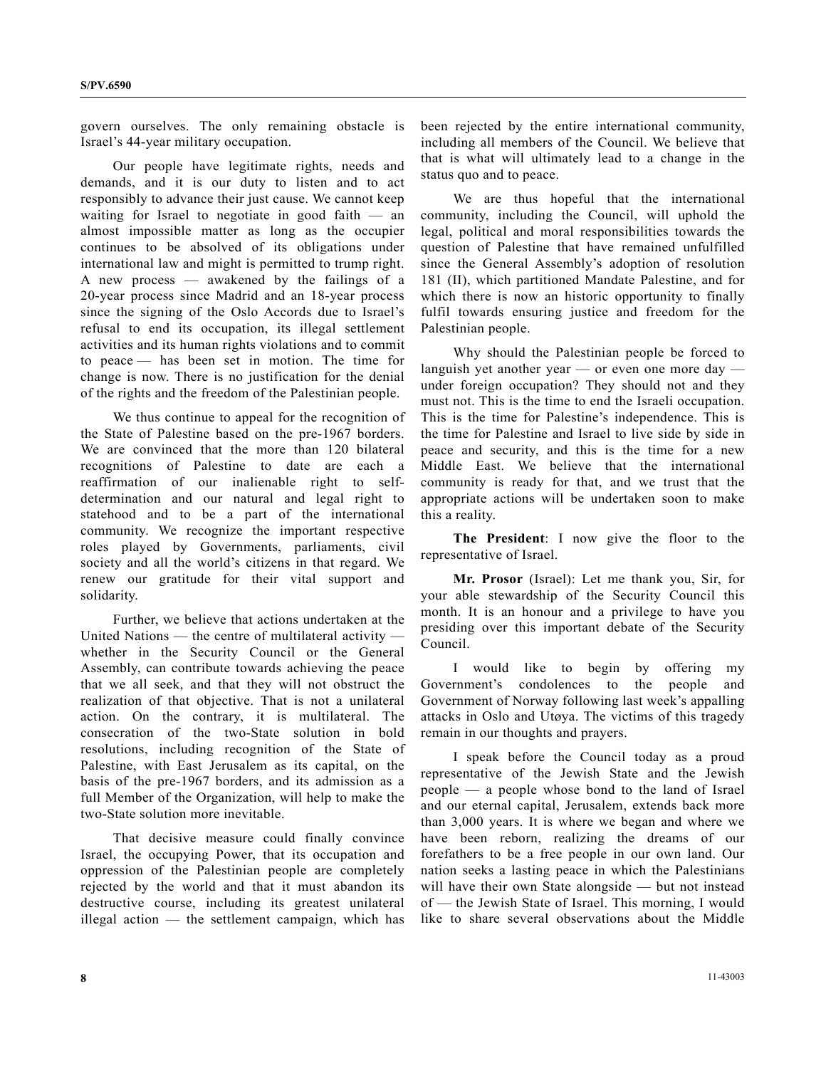govern ourselves. The only remaining obstacle is Israel's 44-year military occupation.

Our people have legitimate rights, needs and demands, and it is our duty to listen and to act responsibly to advance their just cause. We cannot keep waiting for Israel to negotiate in good faith — an almost impossible matter as long as the occupier continues to be absolved of its obligations under international law and might is permitted to trump right. A new process — awakened by the failings of a 20-year process since Madrid and an 18-year process since the signing of the Oslo Accords due to Israel's refusal to end its occupation, its illegal settlement activities and its human rights violations and to commit to peace — has been set in motion. The time for change is now. There is no justification for the denial of the rights and the freedom of the Palestinian people.

We thus continue to appeal for the recognition of the State of Palestine based on the pre-1967 borders. We are convinced that the more than 120 bilateral recognitions of Palestine to date are each a reaffirmation of our inalienable right to self-determination and our natural and legal right to statehood and to be a part of the international community. We recognize the important respective roles played by Governments, parliaments, civil society and all the world's citizens in that regard. We renew our gratitude for their vital support and solidarity.

Further, we believe that actions undertaken at the United Nations — the centre of multilateral activity — whether in the Security Council or the General Assembly, can contribute towards achieving the peace that we all seek, and that they will not obstruct the realization of that objective. That is not a unilateral action. On the contrary, it is multilateral. The consecration of the two-State solution in bold resolutions, including recognition of the State of Palestine, with East Jerusalem as its capital, on the basis of the pre-1967 borders, and its admission as a full Member of the Organization, will help to make the two-State solution more inevitable.

That decisive measure could finally convince Israel, the occupying Power, that its occupation and oppression of the Palestinian people are completely rejected by the world and that it must abandon its destructive course, including its greatest unilateral illegal action — the settlement campaign, which has been rejected by the entire international community, including all members of the Council. We believe that that is what will ultimately lead to a change in the status quo and to peace.

We are thus hopeful that the international community, including the Council, will uphold the legal, political and moral responsibilities towards the question of Palestine that have remained unfulfilled since the General Assembly's adoption of resolution 181 (II), which partitioned Mandate Palestine, and for which there is now an historic opportunity to finally fulfil towards ensuring justice and freedom for the Palestinian people.

Why should the Palestinian people be forced to languish yet another year — or even one more day — under foreign occupation? They should not and they must not. This is the time to end the Israeli occupation. This is the time for Palestine's independence. This is the time for Palestine and Israel to live side by side in peace and security, and this is the time for a new Middle East. We believe that the international community is ready for that, and we trust that the appropriate actions will be undertaken soon to make this a reality.

**The President**: I now give the floor to the representative of Israel.

**Mr. Prosor** (Israel): Let me thank you, Sir, for your able stewardship of the Security Council this month. It is an honour and a privilege to have you presiding over this important debate of the Security Council.

I would like to begin by offering my Government's condolences to the people and Government of Norway following last week's appalling attacks in Oslo and Utøya. The victims of this tragedy remain in our thoughts and prayers.

I speak before the Council today as a proud representative of the Jewish State and the Jewish people — a people whose bond to the land of Israel and our eternal capital, Jerusalem, extends back more than 3,000 years. It is where we began and where we have been reborn, realizing the dreams of our forefathers to be a free people in our own land. Our nation seeks a lasting peace in which the Palestinians will have their own State alongside — but not instead of — the Jewish State of Israel. This morning, I would like to share several observations about the Middle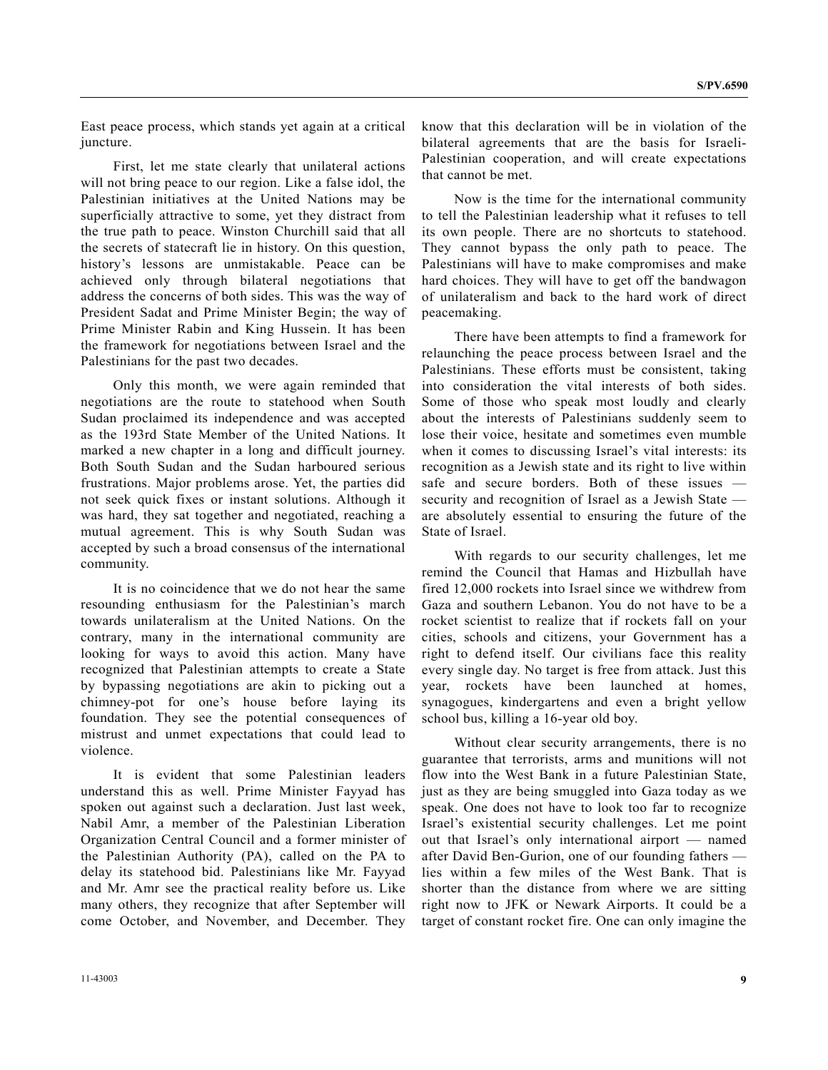East peace process, which stands yet again at a critical juncture.

First, let me state clearly that unilateral actions will not bring peace to our region. Like a false idol, the Palestinian initiatives at the United Nations may be superficially attractive to some, yet they distract from the true path to peace. Winston Churchill said that all the secrets of statecraft lie in history. On this question, history's lessons are unmistakable. Peace can be achieved only through bilateral negotiations that address the concerns of both sides. This was the way of President Sadat and Prime Minister Begin; the way of Prime Minister Rabin and King Hussein. It has been the framework for negotiations between Israel and the Palestinians for the past two decades.

Only this month, we were again reminded that negotiations are the route to statehood when South Sudan proclaimed its independence and was accepted as the 193rd State Member of the United Nations. It marked a new chapter in a long and difficult journey. Both South Sudan and the Sudan harboured serious frustrations. Major problems arose. Yet, the parties did not seek quick fixes or instant solutions. Although it was hard, they sat together and negotiated, reaching a mutual agreement. This is why South Sudan was accepted by such a broad consensus of the international community.

It is no coincidence that we do not hear the same resounding enthusiasm for the Palestinian's march towards unilateralism at the United Nations. On the contrary, many in the international community are looking for ways to avoid this action. Many have recognized that Palestinian attempts to create a State by bypassing negotiations are akin to picking out a chimney-pot for one's house before laying its foundation. They see the potential consequences of mistrust and unmet expectations that could lead to violence.

It is evident that some Palestinian leaders understand this as well. Prime Minister Fayyad has spoken out against such a declaration. Just last week, Nabil Amr, a member of the Palestinian Liberation Organization Central Council and a former minister of the Palestinian Authority (PA), called on the PA to delay its statehood bid. Palestinians like Mr. Fayyad and Mr. Amr see the practical reality before us. Like many others, they recognize that after September will come October, and November, and December. They know that this declaration will be in violation of the bilateral agreements that are the basis for Israeli-Palestinian cooperation, and will create expectations that cannot be met.

Now is the time for the international community to tell the Palestinian leadership what it refuses to tell its own people. There are no shortcuts to statehood. They cannot bypass the only path to peace. The Palestinians will have to make compromises and make hard choices. They will have to get off the bandwagon of unilateralism and back to the hard work of direct peacemaking.

There have been attempts to find a framework for relaunching the peace process between Israel and the Palestinians. These efforts must be consistent, taking into consideration the vital interests of both sides. Some of those who speak most loudly and clearly about the interests of Palestinians suddenly seem to lose their voice, hesitate and sometimes even mumble when it comes to discussing Israel's vital interests: its recognition as a Jewish state and its right to live within safe and secure borders. Both of these issues — security and recognition of Israel as a Jewish State — are absolutely essential to ensuring the future of the State of Israel.

With regards to our security challenges, let me remind the Council that Hamas and Hizbullah have fired 12,000 rockets into Israel since we withdrew from Gaza and southern Lebanon. You do not have to be a rocket scientist to realize that if rockets fall on your cities, schools and citizens, your Government has a right to defend itself. Our civilians face this reality every single day. No target is free from attack. Just this year, rockets have been launched at homes, synagogues, kindergartens and even a bright yellow school bus, killing a 16-year old boy.

Without clear security arrangements, there is no guarantee that terrorists, arms and munitions will not flow into the West Bank in a future Palestinian State, just as they are being smuggled into Gaza today as we speak. One does not have to look too far to recognize Israel's existential security challenges. Let me point out that Israel's only international airport — named after David Ben-Gurion, one of our founding fathers — lies within a few miles of the West Bank. That is shorter than the distance from where we are sitting right now to JFK or Newark Airports. It could be a target of constant rocket fire. One can only imagine the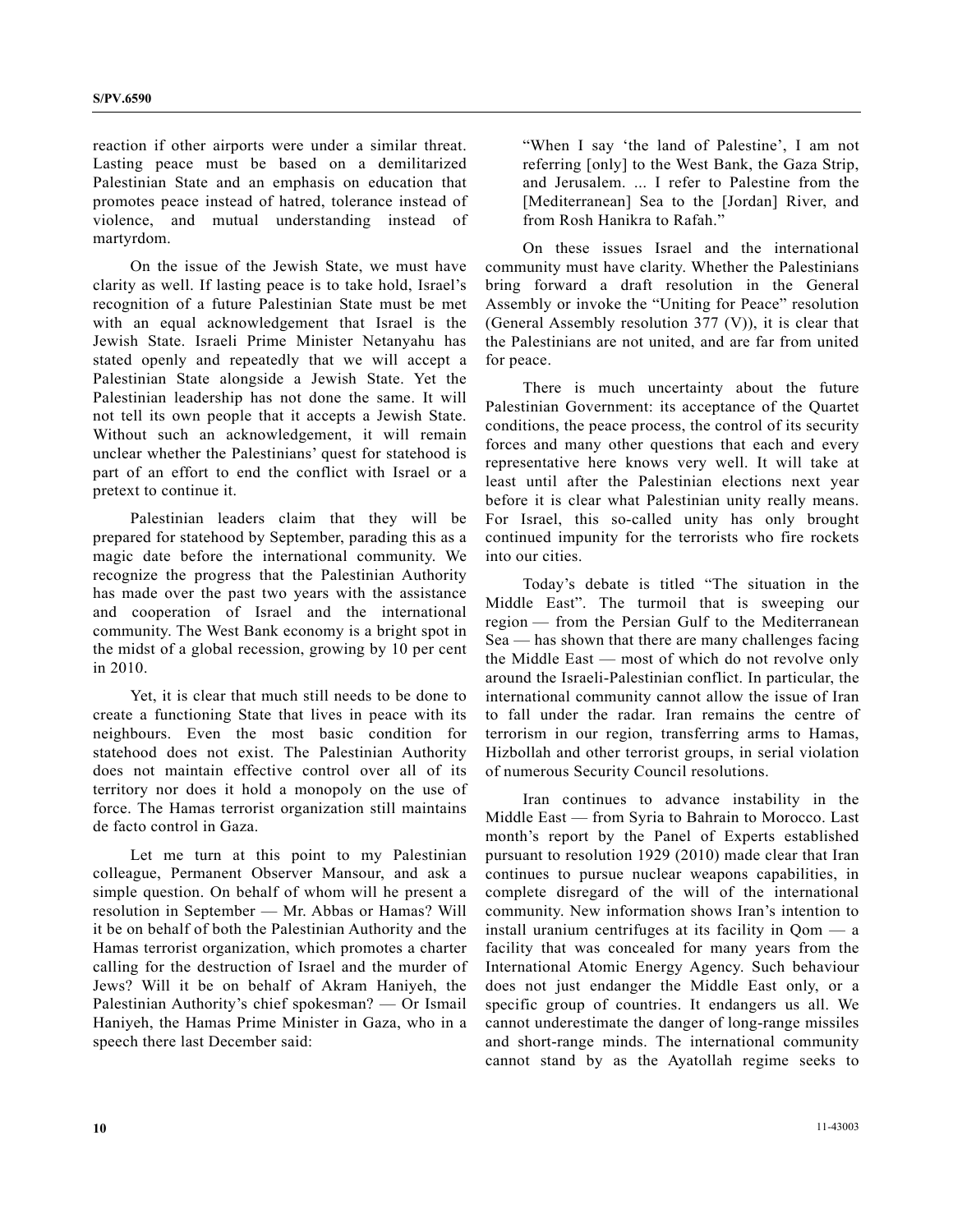reaction if other airports were under a similar threat. Lasting peace must be based on a demilitarized Palestinian State and an emphasis on education that promotes peace instead of hatred, tolerance instead of violence, and mutual understanding instead of martyrdom.

On the issue of the Jewish State, we must have clarity as well. If lasting peace is to take hold, Israel's recognition of a future Palestinian State must be met with an equal acknowledgement that Israel is the Jewish State. Israeli Prime Minister Netanyahu has stated openly and repeatedly that we will accept a Palestinian State alongside a Jewish State. Yet the Palestinian leadership has not done the same. It will not tell its own people that it accepts a Jewish State. Without such an acknowledgement, it will remain unclear whether the Palestinians' quest for statehood is part of an effort to end the conflict with Israel or a pretext to continue it.

Palestinian leaders claim that they will be prepared for statehood by September, parading this as a magic date before the international community. We recognize the progress that the Palestinian Authority has made over the past two years with the assistance and cooperation of Israel and the international community. The West Bank economy is a bright spot in the midst of a global recession, growing by 10 per cent in 2010.

Yet, it is clear that much still needs to be done to create a functioning State that lives in peace with its neighbours. Even the most basic condition for statehood does not exist. The Palestinian Authority does not maintain effective control over all of its territory nor does it hold a monopoly on the use of force. The Hamas terrorist organization still maintains de facto control in Gaza.

Let me turn at this point to my Palestinian colleague, Permanent Observer Mansour, and ask a simple question. On behalf of whom will he present a resolution in September — Mr. Abbas or Hamas? Will it be on behalf of both the Palestinian Authority and the Hamas terrorist organization, which promotes a charter calling for the destruction of Israel and the murder of Jews? Will it be on behalf of Akram Haniyeh, the Palestinian Authority's chief spokesman? — Or Ismail Haniyeh, the Hamas Prime Minister in Gaza, who in a speech there last December said:

> "When I say 'the land of Palestine', I am not referring [only] to the West Bank, the Gaza Strip, and Jerusalem. ... I refer to Palestine from the [Mediterranean] Sea to the [Jordan] River, and from Rosh Hanikra to Rafah."

On these issues Israel and the international community must have clarity. Whether the Palestinians bring forward a draft resolution in the General Assembly or invoke the "Uniting for Peace" resolution (General Assembly resolution 377 (V)), it is clear that the Palestinians are not united, and are far from united for peace.

There is much uncertainty about the future Palestinian Government: its acceptance of the Quartet conditions, the peace process, the control of its security forces and many other questions that each and every representative here knows very well. It will take at least until after the Palestinian elections next year before it is clear what Palestinian unity really means. For Israel, this so-called unity has only brought continued impunity for the terrorists who fire rockets into our cities.

Today's debate is titled "The situation in the Middle East". The turmoil that is sweeping our region — from the Persian Gulf to the Mediterranean Sea — has shown that there are many challenges facing the Middle East — most of which do not revolve only around the Israeli-Palestinian conflict. In particular, the international community cannot allow the issue of Iran to fall under the radar. Iran remains the centre of terrorism in our region, transferring arms to Hamas, Hizbollah and other terrorist groups, in serial violation of numerous Security Council resolutions.

Iran continues to advance instability in the Middle East — from Syria to Bahrain to Morocco. Last month's report by the Panel of Experts established pursuant to resolution 1929 (2010) made clear that Iran continues to pursue nuclear weapons capabilities, in complete disregard of the will of the international community. New information shows Iran's intention to install uranium centrifuges at its facility in Qom — a facility that was concealed for many years from the International Atomic Energy Agency. Such behaviour does not just endanger the Middle East only, or a specific group of countries. It endangers us all. We cannot underestimate the danger of long-range missiles and short-range minds. The international community cannot stand by as the Ayatollah regime seeks to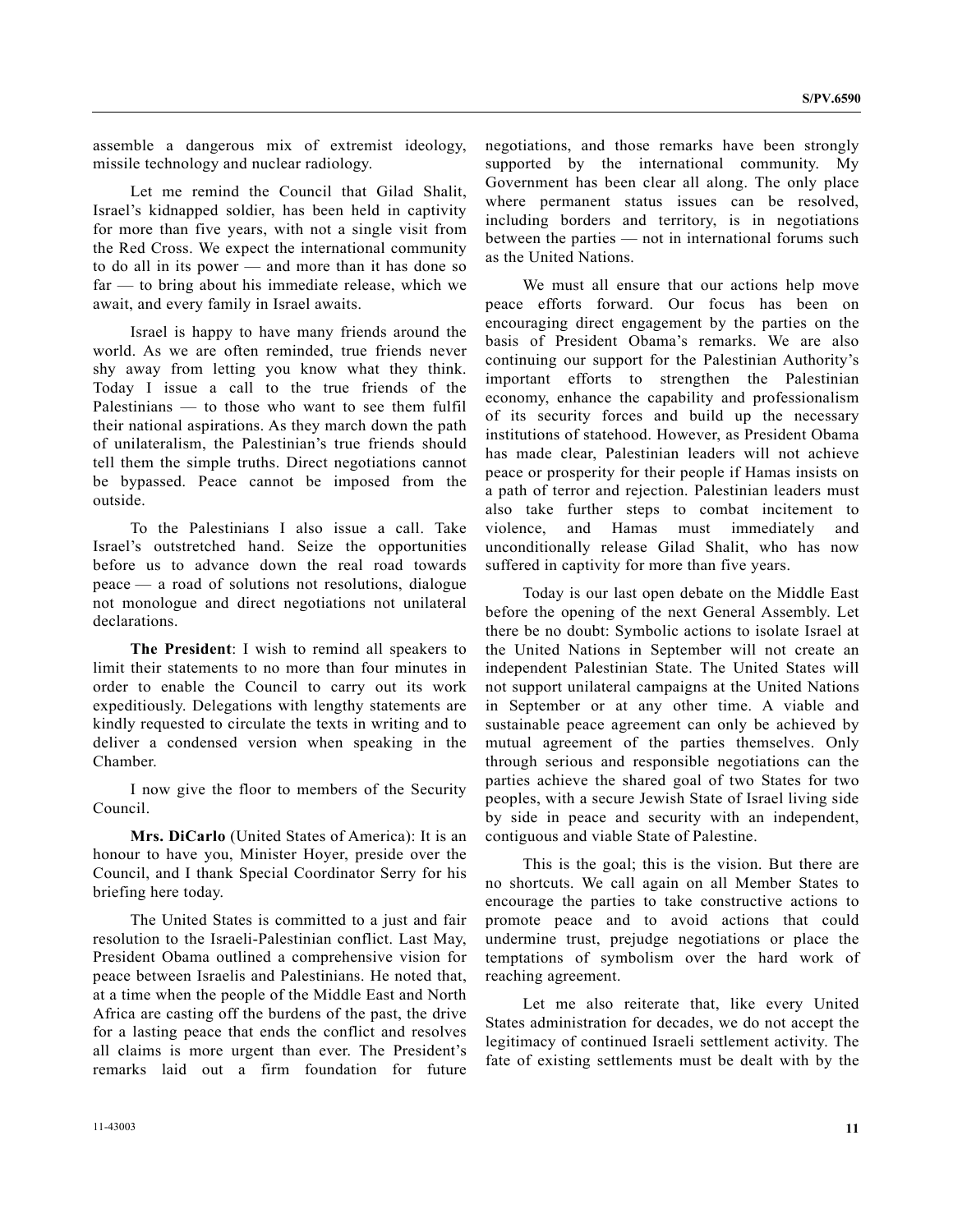assemble a dangerous mix of extremist ideology, missile technology and nuclear radiology.

Let me remind the Council that Gilad Shalit, Israel's kidnapped soldier, has been held in captivity for more than five years, with not a single visit from the Red Cross. We expect the international community to do all in its power — and more than it has done so far — to bring about his immediate release, which we await, and every family in Israel awaits.

Israel is happy to have many friends around the world. As we are often reminded, true friends never shy away from letting you know what they think. Today I issue a call to the true friends of the Palestinians — to those who want to see them fulfil their national aspirations. As they march down the path of unilateralism, the Palestinian's true friends should tell them the simple truths. Direct negotiations cannot be bypassed. Peace cannot be imposed from the outside.

To the Palestinians I also issue a call. Take Israel's outstretched hand. Seize the opportunities before us to advance down the real road towards peace — a road of solutions not resolutions, dialogue not monologue and direct negotiations not unilateral declarations.

**The President**: I wish to remind all speakers to limit their statements to no more than four minutes in order to enable the Council to carry out its work expeditiously. Delegations with lengthy statements are kindly requested to circulate the texts in writing and to deliver a condensed version when speaking in the Chamber.

I now give the floor to members of the Security Council.

**Mrs. DiCarlo** (United States of America): It is an honour to have you, Minister Hoyer, preside over the Council, and I thank Special Coordinator Serry for his briefing here today.

The United States is committed to a just and fair resolution to the Israeli-Palestinian conflict. Last May, President Obama outlined a comprehensive vision for peace between Israelis and Palestinians. He noted that, at a time when the people of the Middle East and North Africa are casting off the burdens of the past, the drive for a lasting peace that ends the conflict and resolves all claims is more urgent than ever. The President's remarks laid out a firm foundation for future negotiations, and those remarks have been strongly supported by the international community. My Government has been clear all along. The only place where permanent status issues can be resolved, including borders and territory, is in negotiations between the parties — not in international forums such as the United Nations.

We must all ensure that our actions help move peace efforts forward. Our focus has been on encouraging direct engagement by the parties on the basis of President Obama's remarks. We are also continuing our support for the Palestinian Authority's important efforts to strengthen the Palestinian economy, enhance the capability and professionalism of its security forces and build up the necessary institutions of statehood. However, as President Obama has made clear, Palestinian leaders will not achieve peace or prosperity for their people if Hamas insists on a path of terror and rejection. Palestinian leaders must also take further steps to combat incitement to violence, and Hamas must immediately and unconditionally release Gilad Shalit, who has now suffered in captivity for more than five years.

Today is our last open debate on the Middle East before the opening of the next General Assembly. Let there be no doubt: Symbolic actions to isolate Israel at the United Nations in September will not create an independent Palestinian State. The United States will not support unilateral campaigns at the United Nations in September or at any other time. A viable and sustainable peace agreement can only be achieved by mutual agreement of the parties themselves. Only through serious and responsible negotiations can the parties achieve the shared goal of two States for two peoples, with a secure Jewish State of Israel living side by side in peace and security with an independent, contiguous and viable State of Palestine.

This is the goal; this is the vision. But there are no shortcuts. We call again on all Member States to encourage the parties to take constructive actions to promote peace and to avoid actions that could undermine trust, prejudge negotiations or place the temptations of symbolism over the hard work of reaching agreement.

Let me also reiterate that, like every United States administration for decades, we do not accept the legitimacy of continued Israeli settlement activity. The fate of existing settlements must be dealt with by the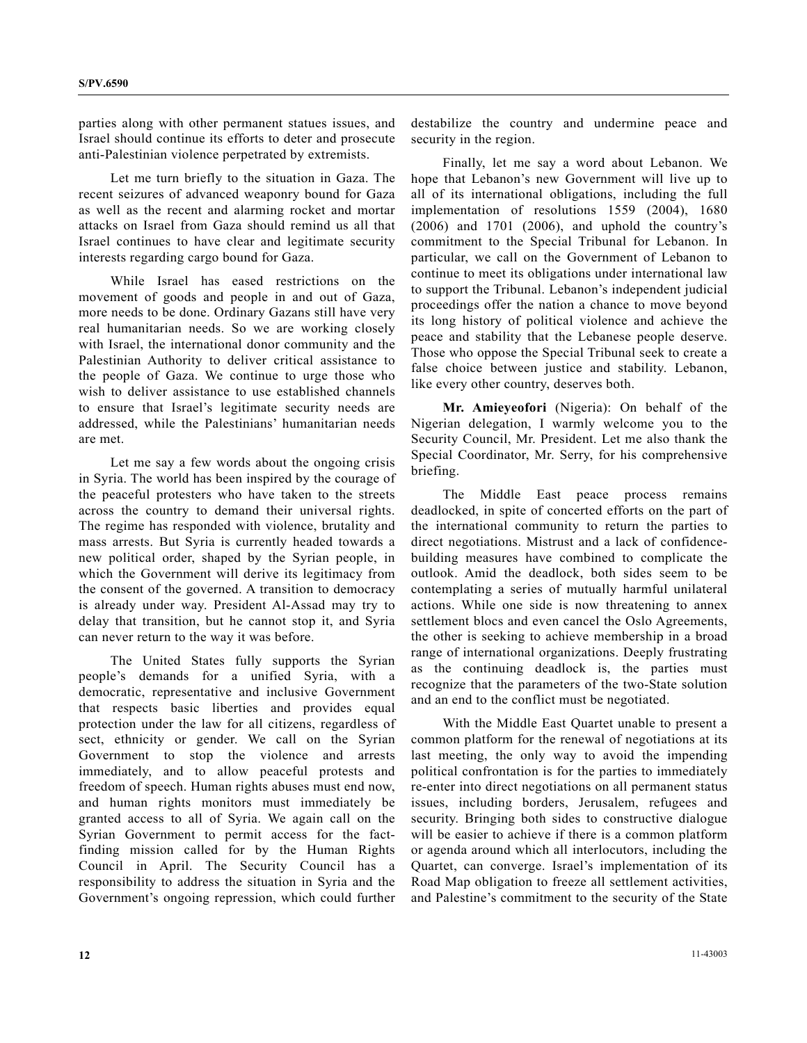parties along with other permanent statues issues, and Israel should continue its efforts to deter and prosecute anti-Palestinian violence perpetrated by extremists.

Let me turn briefly to the situation in Gaza. The recent seizures of advanced weaponry bound for Gaza as well as the recent and alarming rocket and mortar attacks on Israel from Gaza should remind us all that Israel continues to have clear and legitimate security interests regarding cargo bound for Gaza.

While Israel has eased restrictions on the movement of goods and people in and out of Gaza, more needs to be done. Ordinary Gazans still have very real humanitarian needs. So we are working closely with Israel, the international donor community and the Palestinian Authority to deliver critical assistance to the people of Gaza. We continue to urge those who wish to deliver assistance to use established channels to ensure that Israel's legitimate security needs are addressed, while the Palestinians' humanitarian needs are met.

Let me say a few words about the ongoing crisis in Syria. The world has been inspired by the courage of the peaceful protesters who have taken to the streets across the country to demand their universal rights. The regime has responded with violence, brutality and mass arrests. But Syria is currently headed towards a new political order, shaped by the Syrian people, in which the Government will derive its legitimacy from the consent of the governed. A transition to democracy is already under way. President Al-Assad may try to delay that transition, but he cannot stop it, and Syria can never return to the way it was before.

The United States fully supports the Syrian people's demands for a unified Syria, with a democratic, representative and inclusive Government that respects basic liberties and provides equal protection under the law for all citizens, regardless of sect, ethnicity or gender. We call on the Syrian Government to stop the violence and arrests immediately, and to allow peaceful protests and freedom of speech. Human rights abuses must end now, and human rights monitors must immediately be granted access to all of Syria. We again call on the Syrian Government to permit access for the fact-finding mission called for by the Human Rights Council in April. The Security Council has a responsibility to address the situation in Syria and the Government's ongoing repression, which could further destabilize the country and undermine peace and security in the region.

Finally, let me say a word about Lebanon. We hope that Lebanon's new Government will live up to all of its international obligations, including the full implementation of resolutions 1559 (2004), 1680 (2006) and 1701 (2006), and uphold the country's commitment to the Special Tribunal for Lebanon. In particular, we call on the Government of Lebanon to continue to meet its obligations under international law to support the Tribunal. Lebanon's independent judicial proceedings offer the nation a chance to move beyond its long history of political violence and achieve the peace and stability that the Lebanese people deserve. Those who oppose the Special Tribunal seek to create a false choice between justice and stability. Lebanon, like every other country, deserves both.

**Mr. Amieyeofori** (Nigeria): On behalf of the Nigerian delegation, I warmly welcome you to the Security Council, Mr. President. Let me also thank the Special Coordinator, Mr. Serry, for his comprehensive briefing.

The Middle East peace process remains deadlocked, in spite of concerted efforts on the part of the international community to return the parties to direct negotiations. Mistrust and a lack of confidence-building measures have combined to complicate the outlook. Amid the deadlock, both sides seem to be contemplating a series of mutually harmful unilateral actions. While one side is now threatening to annex settlement blocs and even cancel the Oslo Agreements, the other is seeking to achieve membership in a broad range of international organizations. Deeply frustrating as the continuing deadlock is, the parties must recognize that the parameters of the two-State solution and an end to the conflict must be negotiated.

With the Middle East Quartet unable to present a common platform for the renewal of negotiations at its last meeting, the only way to avoid the impending political confrontation is for the parties to immediately re-enter into direct negotiations on all permanent status issues, including borders, Jerusalem, refugees and security. Bringing both sides to constructive dialogue will be easier to achieve if there is a common platform or agenda around which all interlocutors, including the Quartet, can converge. Israel's implementation of its Road Map obligation to freeze all settlement activities, and Palestine's commitment to the security of the State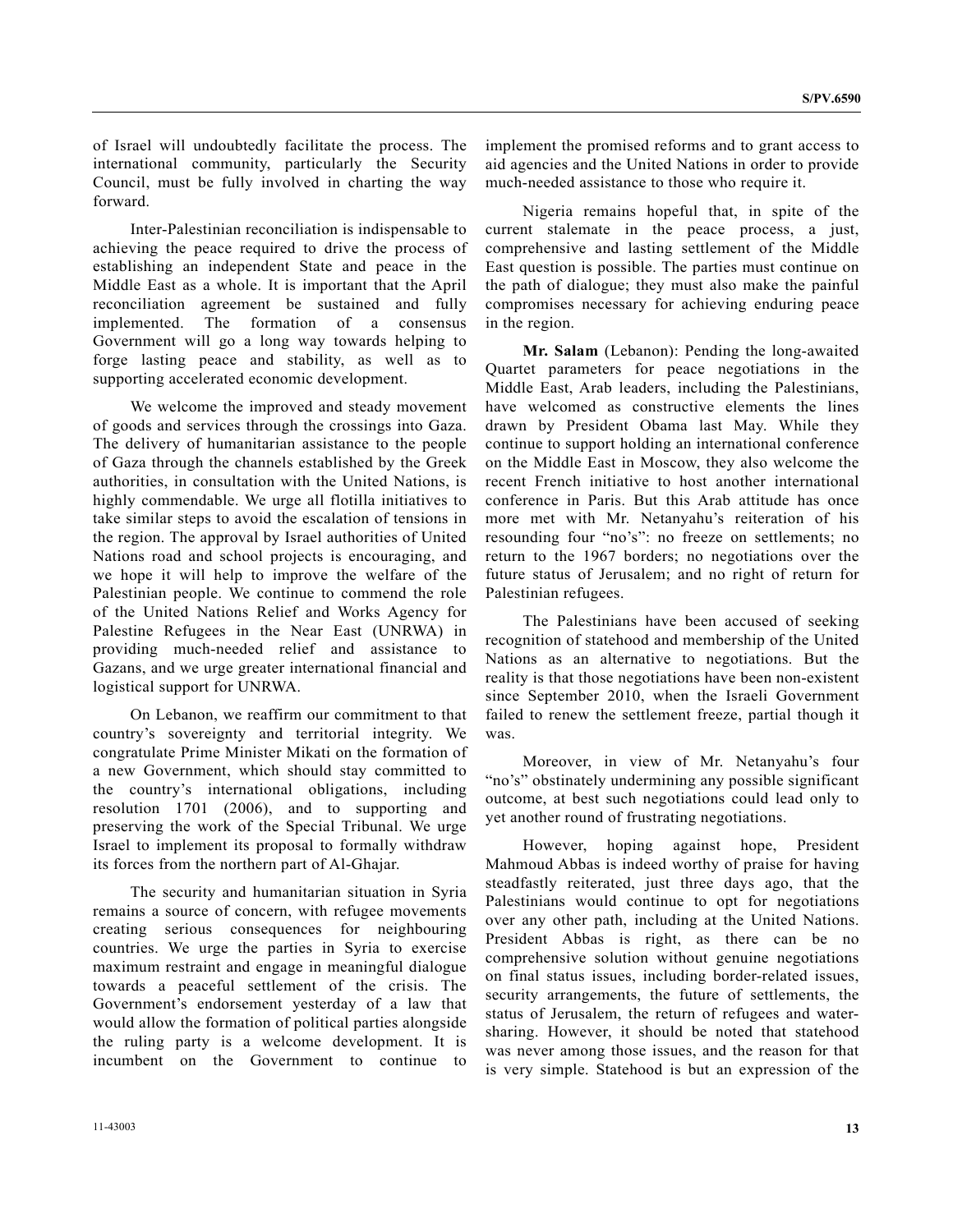of Israel will undoubtedly facilitate the process. The international community, particularly the Security Council, must be fully involved in charting the way forward.

Inter-Palestinian reconciliation is indispensable to achieving the peace required to drive the process of establishing an independent State and peace in the Middle East as a whole. It is important that the April reconciliation agreement be sustained and fully implemented. The formation of a consensus Government will go a long way towards helping to forge lasting peace and stability, as well as to supporting accelerated economic development.

We welcome the improved and steady movement of goods and services through the crossings into Gaza. The delivery of humanitarian assistance to the people of Gaza through the channels established by the Greek authorities, in consultation with the United Nations, is highly commendable. We urge all flotilla initiatives to take similar steps to avoid the escalation of tensions in the region. The approval by Israel authorities of United Nations road and school projects is encouraging, and we hope it will help to improve the welfare of the Palestinian people. We continue to commend the role of the United Nations Relief and Works Agency for Palestine Refugees in the Near East (UNRWA) in providing much-needed relief and assistance to Gazans, and we urge greater international financial and logistical support for UNRWA.

On Lebanon, we reaffirm our commitment to that country's sovereignty and territorial integrity. We congratulate Prime Minister Mikati on the formation of a new Government, which should stay committed to the country's international obligations, including resolution 1701 (2006), and to supporting and preserving the work of the Special Tribunal. We urge Israel to implement its proposal to formally withdraw its forces from the northern part of Al-Ghajar.

The security and humanitarian situation in Syria remains a source of concern, with refugee movements creating serious consequences for neighbouring countries. We urge the parties in Syria to exercise maximum restraint and engage in meaningful dialogue towards a peaceful settlement of the crisis. The Government's endorsement yesterday of a law that would allow the formation of political parties alongside the ruling party is a welcome development. It is incumbent on the Government to continue to implement the promised reforms and to grant access to aid agencies and the United Nations in order to provide much-needed assistance to those who require it.

Nigeria remains hopeful that, in spite of the current stalemate in the peace process, a just, comprehensive and lasting settlement of the Middle East question is possible. The parties must continue on the path of dialogue; they must also make the painful compromises necessary for achieving enduring peace in the region.

**Mr. Salam** (Lebanon): Pending the long-awaited Quartet parameters for peace negotiations in the Middle East, Arab leaders, including the Palestinians, have welcomed as constructive elements the lines drawn by President Obama last May. While they continue to support holding an international conference on the Middle East in Moscow, they also welcome the recent French initiative to host another international conference in Paris. But this Arab attitude has once more met with Mr. Netanyahu's reiteration of his resounding four "no's": no freeze on settlements; no return to the 1967 borders; no negotiations over the future status of Jerusalem; and no right of return for Palestinian refugees.

The Palestinians have been accused of seeking recognition of statehood and membership of the United Nations as an alternative to negotiations. But the reality is that those negotiations have been non-existent since September 2010, when the Israeli Government failed to renew the settlement freeze, partial though it was.

Moreover, in view of Mr. Netanyahu's four "no's" obstinately undermining any possible significant outcome, at best such negotiations could lead only to yet another round of frustrating negotiations.

However, hoping against hope, President Mahmoud Abbas is indeed worthy of praise for having steadfastly reiterated, just three days ago, that the Palestinians would continue to opt for negotiations over any other path, including at the United Nations. President Abbas is right, as there can be no comprehensive solution without genuine negotiations on final status issues, including border-related issues, security arrangements, the future of settlements, the status of Jerusalem, the return of refugees and water-sharing. However, it should be noted that statehood was never among those issues, and the reason for that is very simple. Statehood is but an expression of the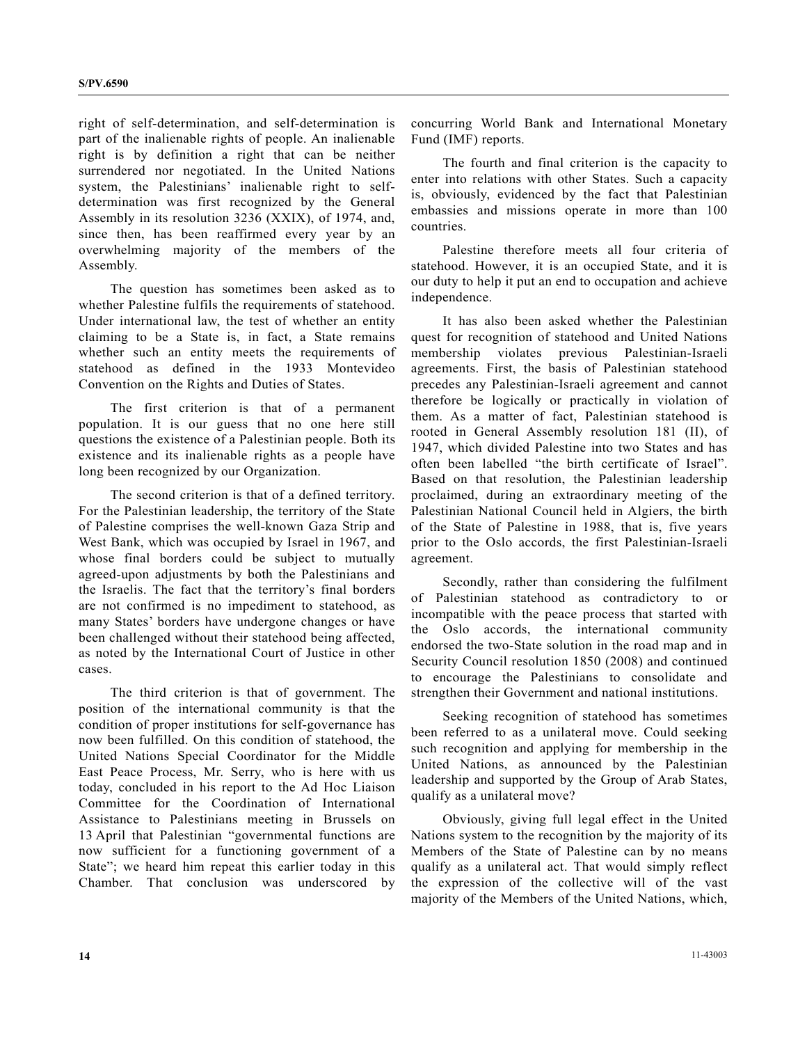right of self-determination, and self-determination is part of the inalienable rights of people. An inalienable right is by definition a right that can be neither surrendered nor negotiated. In the United Nations system, the Palestinians' inalienable right to self-determination was first recognized by the General Assembly in its resolution 3236 (XXIX), of 1974, and, since then, has been reaffirmed every year by an overwhelming majority of the members of the Assembly.

The question has sometimes been asked as to whether Palestine fulfils the requirements of statehood. Under international law, the test of whether an entity claiming to be a State is, in fact, a State remains whether such an entity meets the requirements of statehood as defined in the 1933 Montevideo Convention on the Rights and Duties of States.

The first criterion is that of a permanent population. It is our guess that no one here still questions the existence of a Palestinian people. Both its existence and its inalienable rights as a people have long been recognized by our Organization.

The second criterion is that of a defined territory. For the Palestinian leadership, the territory of the State of Palestine comprises the well-known Gaza Strip and West Bank, which was occupied by Israel in 1967, and whose final borders could be subject to mutually agreed-upon adjustments by both the Palestinians and the Israelis. The fact that the territory's final borders are not confirmed is no impediment to statehood, as many States' borders have undergone changes or have been challenged without their statehood being affected, as noted by the International Court of Justice in other cases.

The third criterion is that of government. The position of the international community is that the condition of proper institutions for self-governance has now been fulfilled. On this condition of statehood, the United Nations Special Coordinator for the Middle East Peace Process, Mr. Serry, who is here with us today, concluded in his report to the Ad Hoc Liaison Committee for the Coordination of International Assistance to Palestinians meeting in Brussels on 13 April that Palestinian "governmental functions are now sufficient for a functioning government of a State"; we heard him repeat this earlier today in this Chamber. That conclusion was underscored by concurring World Bank and International Monetary Fund (IMF) reports.

The fourth and final criterion is the capacity to enter into relations with other States. Such a capacity is, obviously, evidenced by the fact that Palestinian embassies and missions operate in more than 100 countries.

Palestine therefore meets all four criteria of statehood. However, it is an occupied State, and it is our duty to help it put an end to occupation and achieve independence.

It has also been asked whether the Palestinian quest for recognition of statehood and United Nations membership violates previous Palestinian-Israeli agreements. First, the basis of Palestinian statehood precedes any Palestinian-Israeli agreement and cannot therefore be logically or practically in violation of them. As a matter of fact, Palestinian statehood is rooted in General Assembly resolution 181 (II), of 1947, which divided Palestine into two States and has often been labelled "the birth certificate of Israel". Based on that resolution, the Palestinian leadership proclaimed, during an extraordinary meeting of the Palestinian National Council held in Algiers, the birth of the State of Palestine in 1988, that is, five years prior to the Oslo accords, the first Palestinian-Israeli agreement.

Secondly, rather than considering the fulfilment of Palestinian statehood as contradictory to or incompatible with the peace process that started with the Oslo accords, the international community endorsed the two-State solution in the road map and in Security Council resolution 1850 (2008) and continued to encourage the Palestinians to consolidate and strengthen their Government and national institutions.

Seeking recognition of statehood has sometimes been referred to as a unilateral move. Could seeking such recognition and applying for membership in the United Nations, as announced by the Palestinian leadership and supported by the Group of Arab States, qualify as a unilateral move?

Obviously, giving full legal effect in the United Nations system to the recognition by the majority of its Members of the State of Palestine can by no means qualify as a unilateral act. That would simply reflect the expression of the collective will of the vast majority of the Members of the United Nations, which,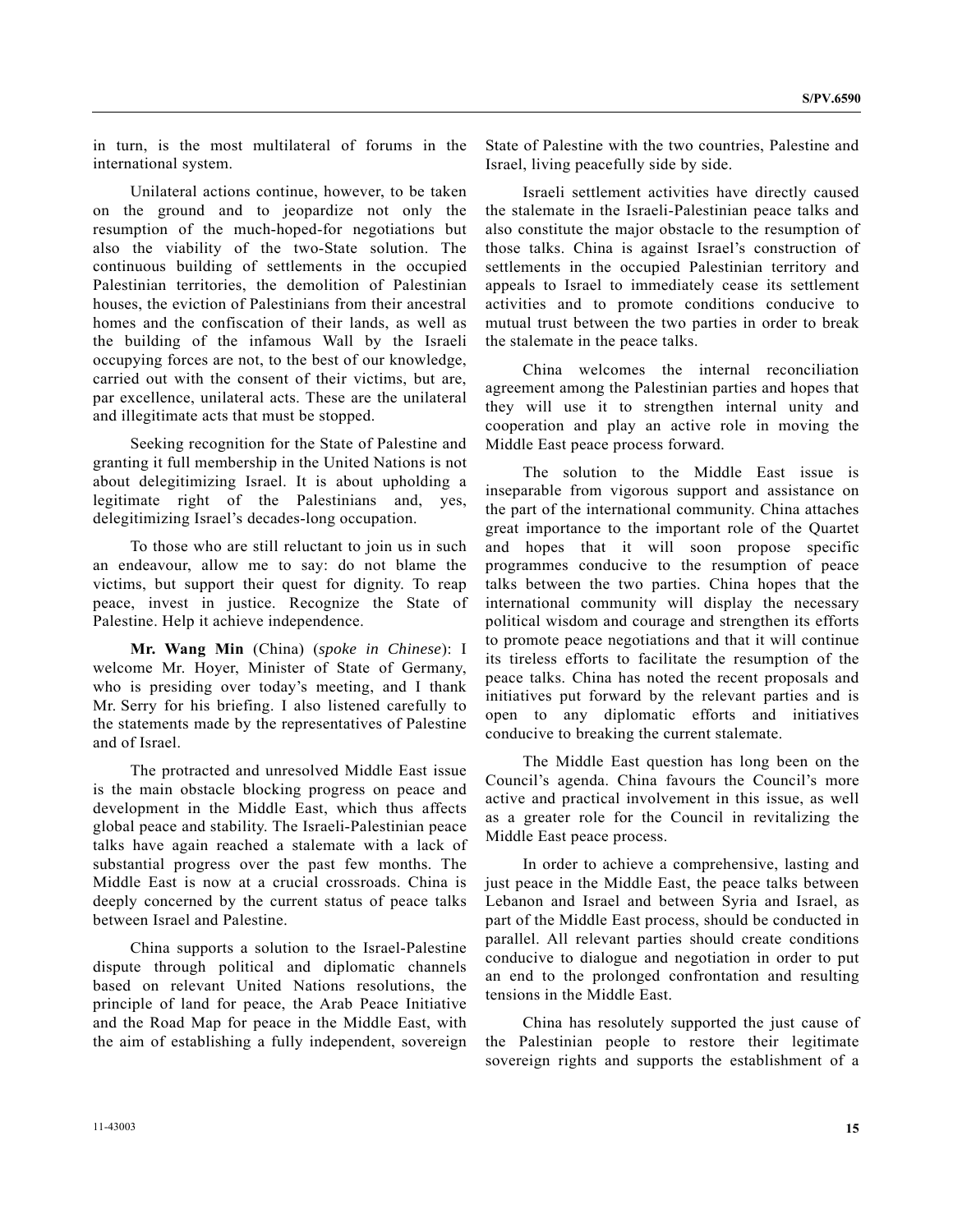in turn, is the most multilateral of forums in the international system.

Unilateral actions continue, however, to be taken on the ground and to jeopardize not only the resumption of the much-hoped-for negotiations but also the viability of the two-State solution. The continuous building of settlements in the occupied Palestinian territories, the demolition of Palestinian houses, the eviction of Palestinians from their ancestral homes and the confiscation of their lands, as well as the building of the infamous Wall by the Israeli occupying forces are not, to the best of our knowledge, carried out with the consent of their victims, but are, par excellence, unilateral acts. These are the unilateral and illegitimate acts that must be stopped.

Seeking recognition for the State of Palestine and granting it full membership in the United Nations is not about delegitimizing Israel. It is about upholding a legitimate right of the Palestinians and, yes, delegitimizing Israel's decades-long occupation.

To those who are still reluctant to join us in such an endeavour, allow me to say: do not blame the victims, but support their quest for dignity. To reap peace, invest in justice. Recognize the State of Palestine. Help it achieve independence.

**Mr. Wang Min** (China) (*spoke in Chinese*): I welcome Mr. Hoyer, Minister of State of Germany, who is presiding over today's meeting, and I thank Mr. Serry for his briefing. I also listened carefully to the statements made by the representatives of Palestine and of Israel.

The protracted and unresolved Middle East issue is the main obstacle blocking progress on peace and development in the Middle East, which thus affects global peace and stability. The Israeli-Palestinian peace talks have again reached a stalemate with a lack of substantial progress over the past few months. The Middle East is now at a crucial crossroads. China is deeply concerned by the current status of peace talks between Israel and Palestine.

China supports a solution to the Israel-Palestine dispute through political and diplomatic channels based on relevant United Nations resolutions, the principle of land for peace, the Arab Peace Initiative and the Road Map for peace in the Middle East, with the aim of establishing a fully independent, sovereign State of Palestine with the two countries, Palestine and Israel, living peacefully side by side.

Israeli settlement activities have directly caused the stalemate in the Israeli-Palestinian peace talks and also constitute the major obstacle to the resumption of those talks. China is against Israel's construction of settlements in the occupied Palestinian territory and appeals to Israel to immediately cease its settlement activities and to promote conditions conducive to mutual trust between the two parties in order to break the stalemate in the peace talks.

China welcomes the internal reconciliation agreement among the Palestinian parties and hopes that they will use it to strengthen internal unity and cooperation and play an active role in moving the Middle East peace process forward.

The solution to the Middle East issue is inseparable from vigorous support and assistance on the part of the international community. China attaches great importance to the important role of the Quartet and hopes that it will soon propose specific programmes conducive to the resumption of peace talks between the two parties. China hopes that the international community will display the necessary political wisdom and courage and strengthen its efforts to promote peace negotiations and that it will continue its tireless efforts to facilitate the resumption of the peace talks. China has noted the recent proposals and initiatives put forward by the relevant parties and is open to any diplomatic efforts and initiatives conducive to breaking the current stalemate.

The Middle East question has long been on the Council's agenda. China favours the Council's more active and practical involvement in this issue, as well as a greater role for the Council in revitalizing the Middle East peace process.

In order to achieve a comprehensive, lasting and just peace in the Middle East, the peace talks between Lebanon and Israel and between Syria and Israel, as part of the Middle East process, should be conducted in parallel. All relevant parties should create conditions conducive to dialogue and negotiation in order to put an end to the prolonged confrontation and resulting tensions in the Middle East.

China has resolutely supported the just cause of the Palestinian people to restore their legitimate sovereign rights and supports the establishment of a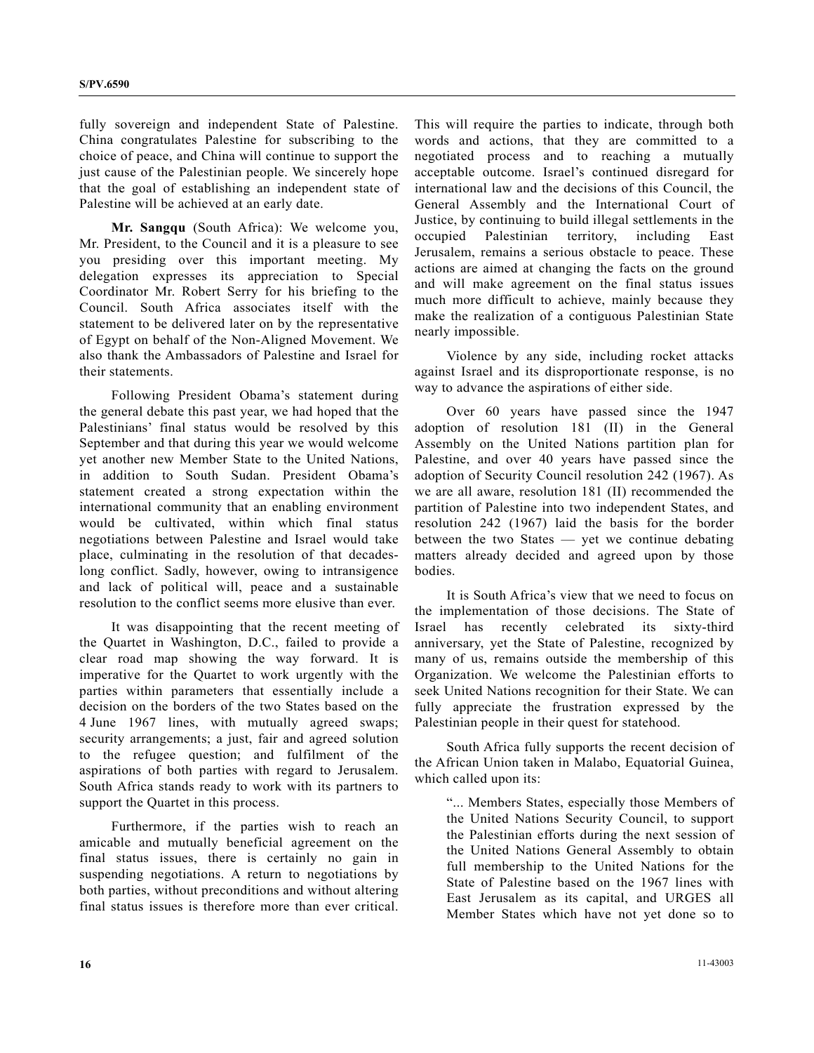fully sovereign and independent State of Palestine. China congratulates Palestine for subscribing to the choice of peace, and China will continue to support the just cause of the Palestinian people. We sincerely hope that the goal of establishing an independent state of Palestine will be achieved at an early date.

**Mr. Sangqu** (South Africa): We welcome you, Mr. President, to the Council and it is a pleasure to see you presiding over this important meeting. My delegation expresses its appreciation to Special Coordinator Mr. Robert Serry for his briefing to the Council. South Africa associates itself with the statement to be delivered later on by the representative of Egypt on behalf of the Non-Aligned Movement. We also thank the Ambassadors of Palestine and Israel for their statements.

Following President Obama's statement during the general debate this past year, we had hoped that the Palestinians' final status would be resolved by this September and that during this year we would welcome yet another new Member State to the United Nations, in addition to South Sudan. President Obama's statement created a strong expectation within the international community that an enabling environment would be cultivated, within which final status negotiations between Palestine and Israel would take place, culminating in the resolution of that decades-long conflict. Sadly, however, owing to intransigence and lack of political will, peace and a sustainable resolution to the conflict seems more elusive than ever.

It was disappointing that the recent meeting of the Quartet in Washington, D.C., failed to provide a clear road map showing the way forward. It is imperative for the Quartet to work urgently with the parties within parameters that essentially include a decision on the borders of the two States based on the 4 June 1967 lines, with mutually agreed swaps; security arrangements; a just, fair and agreed solution to the refugee question; and fulfilment of the aspirations of both parties with regard to Jerusalem. South Africa stands ready to work with its partners to support the Quartet in this process.

Furthermore, if the parties wish to reach an amicable and mutually beneficial agreement on the final status issues, there is certainly no gain in suspending negotiations. A return to negotiations by both parties, without preconditions and without altering final status issues is therefore more than ever critical. This will require the parties to indicate, through both words and actions, that they are committed to a negotiated process and to reaching a mutually acceptable outcome. Israel's continued disregard for international law and the decisions of this Council, the General Assembly and the International Court of Justice, by continuing to build illegal settlements in the occupied Palestinian territory, including East Jerusalem, remains a serious obstacle to peace. These actions are aimed at changing the facts on the ground and will make agreement on the final status issues much more difficult to achieve, mainly because they make the realization of a contiguous Palestinian State nearly impossible.

Violence by any side, including rocket attacks against Israel and its disproportionate response, is no way to advance the aspirations of either side.

Over 60 years have passed since the 1947 adoption of resolution 181 (II) in the General Assembly on the United Nations partition plan for Palestine, and over 40 years have passed since the adoption of Security Council resolution 242 (1967). As we are all aware, resolution 181 (II) recommended the partition of Palestine into two independent States, and resolution 242 (1967) laid the basis for the border between the two States — yet we continue debating matters already decided and agreed upon by those bodies.

It is South Africa's view that we need to focus on the implementation of those decisions. The State of Israel has recently celebrated its sixty-third anniversary, yet the State of Palestine, recognized by many of us, remains outside the membership of this Organization. We welcome the Palestinian efforts to seek United Nations recognition for their State. We can fully appreciate the frustration expressed by the Palestinian people in their quest for statehood.

South Africa fully supports the recent decision of the African Union taken in Malabo, Equatorial Guinea, which called upon its:

> "... Members States, especially those Members of the United Nations Security Council, to support the Palestinian efforts during the next session of the United Nations General Assembly to obtain full membership to the United Nations for the State of Palestine based on the 1967 lines with East Jerusalem as its capital, and URGES all Member States which have not yet done so to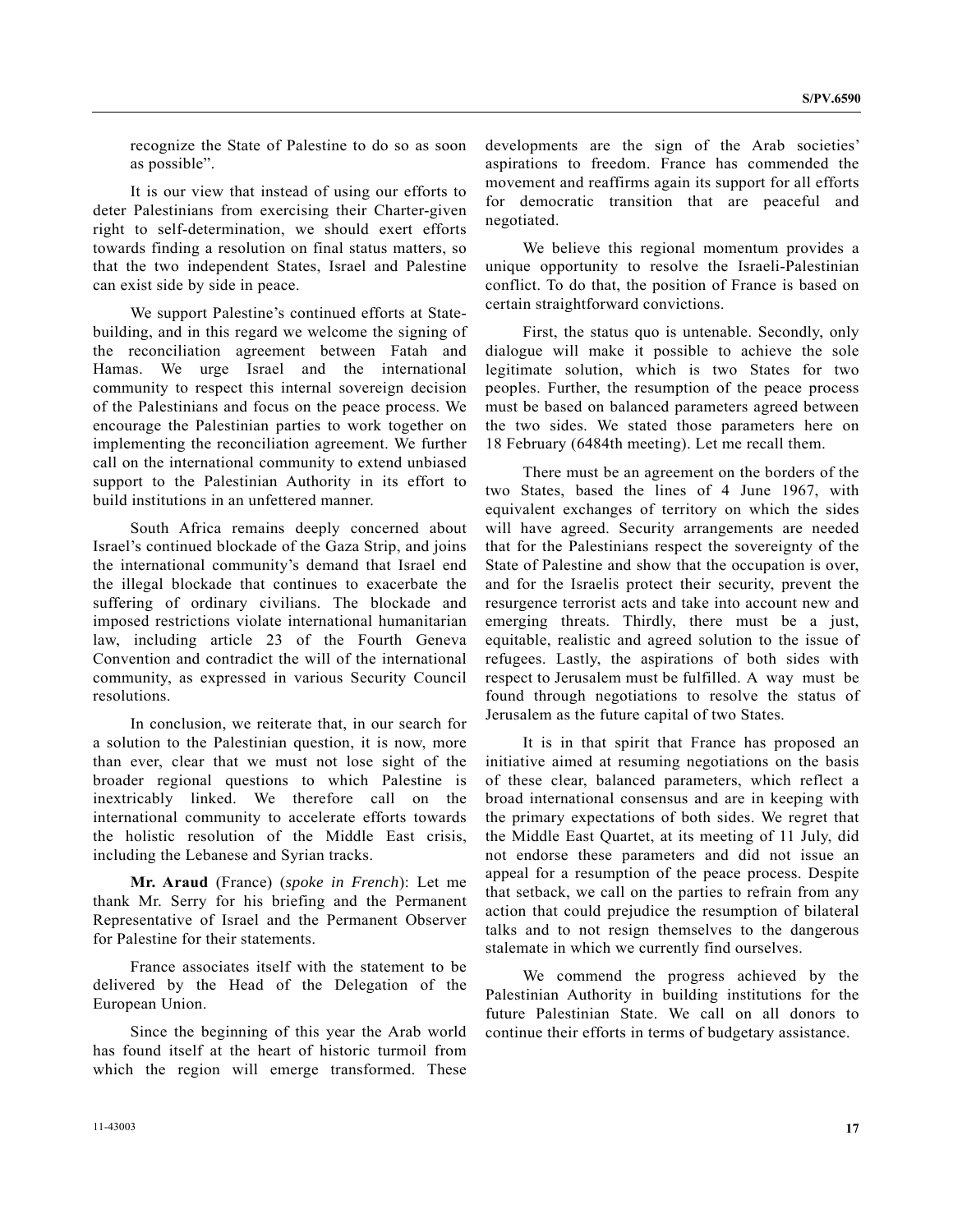recognize the State of Palestine to do so as soon as possible".

It is our view that instead of using our efforts to deter Palestinians from exercising their Charter-given right to self-determination, we should exert efforts towards finding a resolution on final status matters, so that the two independent States, Israel and Palestine can exist side by side in peace.

We support Palestine's continued efforts at State-building, and in this regard we welcome the signing of the reconciliation agreement between Fatah and Hamas. We urge Israel and the international community to respect this internal sovereign decision of the Palestinians and focus on the peace process. We encourage the Palestinian parties to work together on implementing the reconciliation agreement. We further call on the international community to extend unbiased support to the Palestinian Authority in its effort to build institutions in an unfettered manner.

South Africa remains deeply concerned about Israel's continued blockade of the Gaza Strip, and joins the international community's demand that Israel end the illegal blockade that continues to exacerbate the suffering of ordinary civilians. The blockade and imposed restrictions violate international humanitarian law, including article 23 of the Fourth Geneva Convention and contradict the will of the international community, as expressed in various Security Council resolutions.

In conclusion, we reiterate that, in our search for a solution to the Palestinian question, it is now, more than ever, clear that we must not lose sight of the broader regional questions to which Palestine is inextricably linked. We therefore call on the international community to accelerate efforts towards the holistic resolution of the Middle East crisis, including the Lebanese and Syrian tracks.

**Mr. Araud** (France) (*spoke in French*): Let me thank Mr. Serry for his briefing and the Permanent Representative of Israel and the Permanent Observer for Palestine for their statements.

France associates itself with the statement to be delivered by the Head of the Delegation of the European Union.

Since the beginning of this year the Arab world has found itself at the heart of historic turmoil from which the region will emerge transformed. These developments are the sign of the Arab societies' aspirations to freedom. France has commended the movement and reaffirms again its support for all efforts for democratic transition that are peaceful and negotiated.

We believe this regional momentum provides a unique opportunity to resolve the Israeli-Palestinian conflict. To do that, the position of France is based on certain straightforward convictions.

First, the status quo is untenable. Secondly, only dialogue will make it possible to achieve the sole legitimate solution, which is two States for two peoples. Further, the resumption of the peace process must be based on balanced parameters agreed between the two sides. We stated those parameters here on 18 February (6484th meeting). Let me recall them.

There must be an agreement on the borders of the two States, based the lines of 4 June 1967, with equivalent exchanges of territory on which the sides will have agreed. Security arrangements are needed that for the Palestinians respect the sovereignty of the State of Palestine and show that the occupation is over, and for the Israelis protect their security, prevent the resurgence terrorist acts and take into account new and emerging threats. Thirdly, there must be a just, equitable, realistic and agreed solution to the issue of refugees. Lastly, the aspirations of both sides with respect to Jerusalem must be fulfilled. A way must be found through negotiations to resolve the status of Jerusalem as the future capital of two States.

It is in that spirit that France has proposed an initiative aimed at resuming negotiations on the basis of these clear, balanced parameters, which reflect a broad international consensus and are in keeping with the primary expectations of both sides. We regret that the Middle East Quartet, at its meeting of 11 July, did not endorse these parameters and did not issue an appeal for a resumption of the peace process. Despite that setback, we call on the parties to refrain from any action that could prejudice the resumption of bilateral talks and to not resign themselves to the dangerous stalemate in which we currently find ourselves.

We commend the progress achieved by the Palestinian Authority in building institutions for the future Palestinian State. We call on all donors to continue their efforts in terms of budgetary assistance.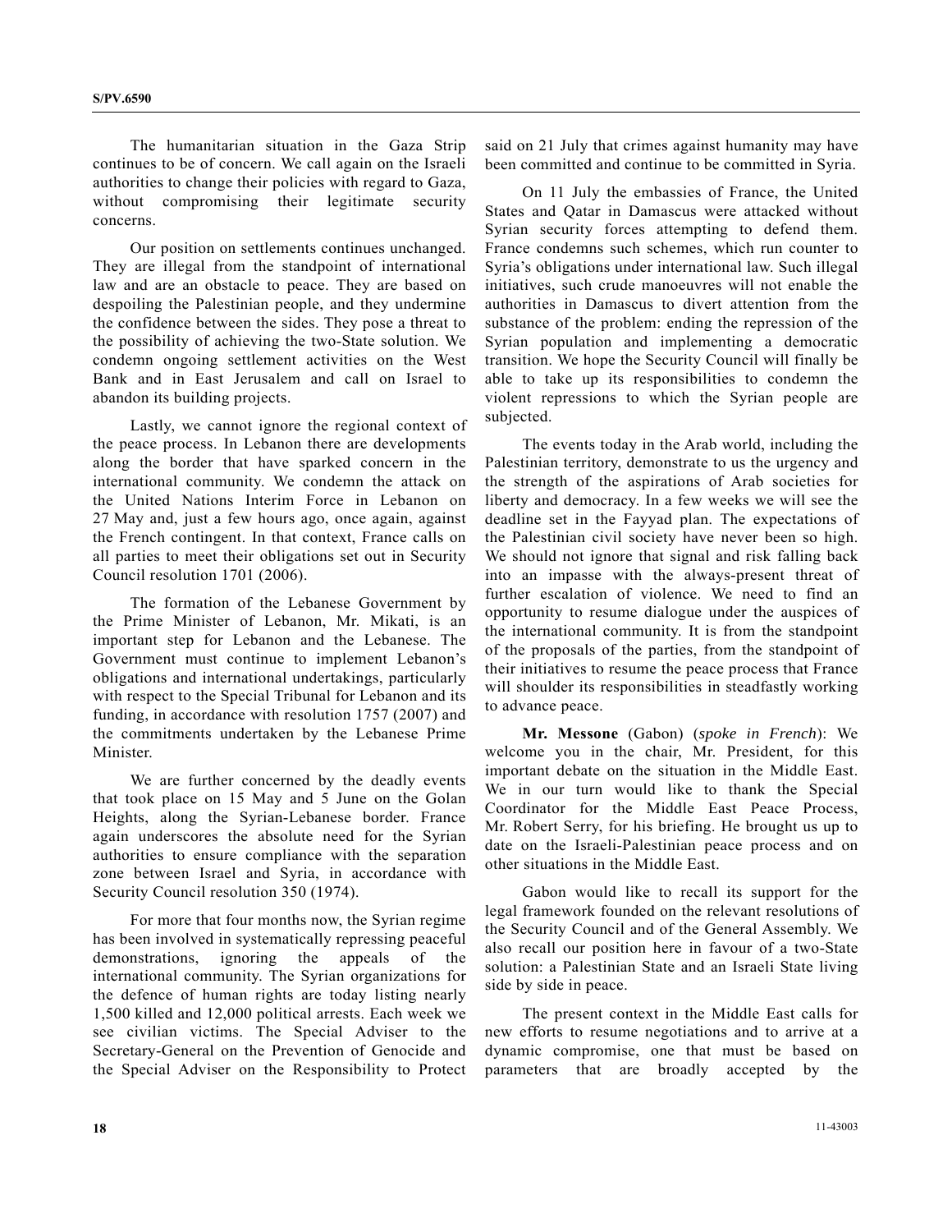The humanitarian situation in the Gaza Strip continues to be of concern. We call again on the Israeli authorities to change their policies with regard to Gaza, without compromising their legitimate security concerns.

Our position on settlements continues unchanged. They are illegal from the standpoint of international law and are an obstacle to peace. They are based on despoiling the Palestinian people, and they undermine the confidence between the sides. They pose a threat to the possibility of achieving the two-State solution. We condemn ongoing settlement activities on the West Bank and in East Jerusalem and call on Israel to abandon its building projects.

Lastly, we cannot ignore the regional context of the peace process. In Lebanon there are developments along the border that have sparked concern in the international community. We condemn the attack on the United Nations Interim Force in Lebanon on 27 May and, just a few hours ago, once again, against the French contingent. In that context, France calls on all parties to meet their obligations set out in Security Council resolution 1701 (2006).

The formation of the Lebanese Government by the Prime Minister of Lebanon, Mr. Mikati, is an important step for Lebanon and the Lebanese. The Government must continue to implement Lebanon's obligations and international undertakings, particularly with respect to the Special Tribunal for Lebanon and its funding, in accordance with resolution 1757 (2007) and the commitments undertaken by the Lebanese Prime Minister.

We are further concerned by the deadly events that took place on 15 May and 5 June on the Golan Heights, along the Syrian-Lebanese border. France again underscores the absolute need for the Syrian authorities to ensure compliance with the separation zone between Israel and Syria, in accordance with Security Council resolution 350 (1974).

For more that four months now, the Syrian regime has been involved in systematically repressing peaceful demonstrations, ignoring the appeals of the international community. The Syrian organizations for the defence of human rights are today listing nearly 1,500 killed and 12,000 political arrests. Each week we see civilian victims. The Special Adviser to the Secretary-General on the Prevention of Genocide and the Special Adviser on the Responsibility to Protect said on 21 July that crimes against humanity may have been committed and continue to be committed in Syria.

On 11 July the embassies of France, the United States and Qatar in Damascus were attacked without Syrian security forces attempting to defend them. France condemns such schemes, which run counter to Syria's obligations under international law. Such illegal initiatives, such crude manoeuvres will not enable the authorities in Damascus to divert attention from the substance of the problem: ending the repression of the Syrian population and implementing a democratic transition. We hope the Security Council will finally be able to take up its responsibilities to condemn the violent repressions to which the Syrian people are subjected.

The events today in the Arab world, including the Palestinian territory, demonstrate to us the urgency and the strength of the aspirations of Arab societies for liberty and democracy. In a few weeks we will see the deadline set in the Fayyad plan. The expectations of the Palestinian civil society have never been so high. We should not ignore that signal and risk falling back into an impasse with the always-present threat of further escalation of violence. We need to find an opportunity to resume dialogue under the auspices of the international community. It is from the standpoint of the proposals of the parties, from the standpoint of their initiatives to resume the peace process that France will shoulder its responsibilities in steadfastly working to advance peace.

**Mr. Messone** (Gabon) (*spoke in French*): We welcome you in the chair, Mr. President, for this important debate on the situation in the Middle East. We in our turn would like to thank the Special Coordinator for the Middle East Peace Process, Mr. Robert Serry, for his briefing. He brought us up to date on the Israeli-Palestinian peace process and on other situations in the Middle East.

Gabon would like to recall its support for the legal framework founded on the relevant resolutions of the Security Council and of the General Assembly. We also recall our position here in favour of a two-State solution: a Palestinian State and an Israeli State living side by side in peace.

The present context in the Middle East calls for new efforts to resume negotiations and to arrive at a dynamic compromise, one that must be based on parameters that are broadly accepted by the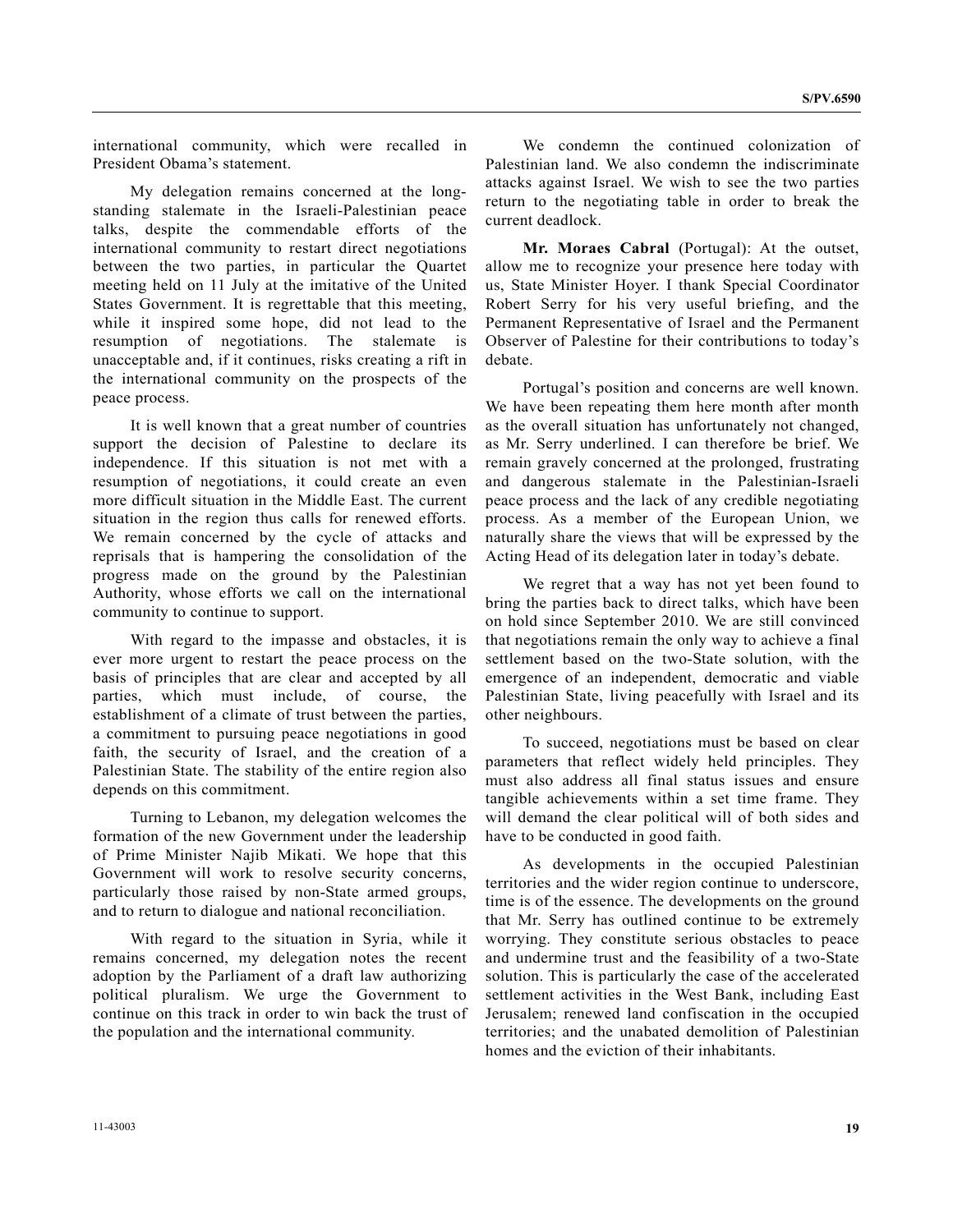international community, which were recalled in President Obama's statement.

My delegation remains concerned at the long-standing stalemate in the Israeli-Palestinian peace talks, despite the commendable efforts of the international community to restart direct negotiations between the two parties, in particular the Quartet meeting held on 11 July at the imitative of the United States Government. It is regrettable that this meeting, while it inspired some hope, did not lead to the resumption of negotiations. The stalemate is unacceptable and, if it continues, risks creating a rift in the international community on the prospects of the peace process.

It is well known that a great number of countries support the decision of Palestine to declare its independence. If this situation is not met with a resumption of negotiations, it could create an even more difficult situation in the Middle East. The current situation in the region thus calls for renewed efforts. We remain concerned by the cycle of attacks and reprisals that is hampering the consolidation of the progress made on the ground by the Palestinian Authority, whose efforts we call on the international community to continue to support.

With regard to the impasse and obstacles, it is ever more urgent to restart the peace process on the basis of principles that are clear and accepted by all parties, which must include, of course, the establishment of a climate of trust between the parties, a commitment to pursuing peace negotiations in good faith, the security of Israel, and the creation of a Palestinian State. The stability of the entire region also depends on this commitment.

Turning to Lebanon, my delegation welcomes the formation of the new Government under the leadership of Prime Minister Najib Mikati. We hope that this Government will work to resolve security concerns, particularly those raised by non-State armed groups, and to return to dialogue and national reconciliation.

With regard to the situation in Syria, while it remains concerned, my delegation notes the recent adoption by the Parliament of a draft law authorizing political pluralism. We urge the Government to continue on this track in order to win back the trust of the population and the international community.

We condemn the continued colonization of Palestinian land. We also condemn the indiscriminate attacks against Israel. We wish to see the two parties return to the negotiating table in order to break the current deadlock.

**Mr. Moraes Cabral** (Portugal): At the outset, allow me to recognize your presence here today with us, State Minister Hoyer. I thank Special Coordinator Robert Serry for his very useful briefing, and the Permanent Representative of Israel and the Permanent Observer of Palestine for their contributions to today's debate.

Portugal's position and concerns are well known. We have been repeating them here month after month as the overall situation has unfortunately not changed, as Mr. Serry underlined. I can therefore be brief. We remain gravely concerned at the prolonged, frustrating and dangerous stalemate in the Palestinian-Israeli peace process and the lack of any credible negotiating process. As a member of the European Union, we naturally share the views that will be expressed by the Acting Head of its delegation later in today's debate.

We regret that a way has not yet been found to bring the parties back to direct talks, which have been on hold since September 2010. We are still convinced that negotiations remain the only way to achieve a final settlement based on the two-State solution, with the emergence of an independent, democratic and viable Palestinian State, living peacefully with Israel and its other neighbours.

To succeed, negotiations must be based on clear parameters that reflect widely held principles. They must also address all final status issues and ensure tangible achievements within a set time frame. They will demand the clear political will of both sides and have to be conducted in good faith.

As developments in the occupied Palestinian territories and the wider region continue to underscore, time is of the essence. The developments on the ground that Mr. Serry has outlined continue to be extremely worrying. They constitute serious obstacles to peace and undermine trust and the feasibility of a two-State solution. This is particularly the case of the accelerated settlement activities in the West Bank, including East Jerusalem; renewed land confiscation in the occupied territories; and the unabated demolition of Palestinian homes and the eviction of their inhabitants.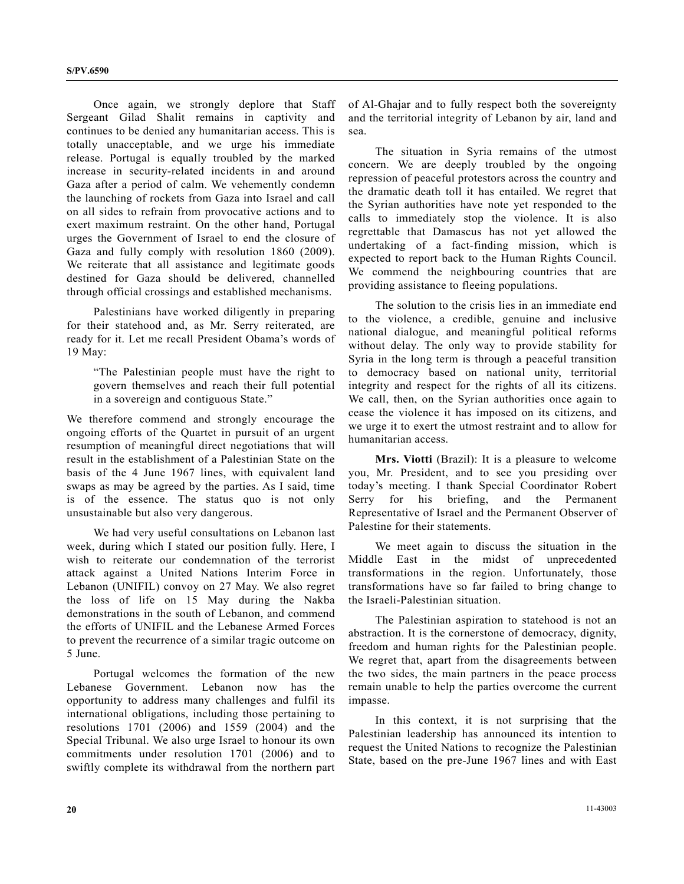Once again, we strongly deplore that Staff Sergeant Gilad Shalit remains in captivity and continues to be denied any humanitarian access. This is totally unacceptable, and we urge his immediate release. Portugal is equally troubled by the marked increase in security-related incidents in and around Gaza after a period of calm. We vehemently condemn the launching of rockets from Gaza into Israel and call on all sides to refrain from provocative actions and to exert maximum restraint. On the other hand, Portugal urges the Government of Israel to end the closure of Gaza and fully comply with resolution 1860 (2009). We reiterate that all assistance and legitimate goods destined for Gaza should be delivered, channelled through official crossings and established mechanisms.

Palestinians have worked diligently in preparing for their statehood and, as Mr. Serry reiterated, are ready for it. Let me recall President Obama's words of 19 May:

> "The Palestinian people must have the right to govern themselves and reach their full potential in a sovereign and contiguous State."

We therefore commend and strongly encourage the ongoing efforts of the Quartet in pursuit of an urgent resumption of meaningful direct negotiations that will result in the establishment of a Palestinian State on the basis of the 4 June 1967 lines, with equivalent land swaps as may be agreed by the parties. As I said, time is of the essence. The status quo is not only unsustainable but also very dangerous.

We had very useful consultations on Lebanon last week, during which I stated our position fully. Here, I wish to reiterate our condemnation of the terrorist attack against a United Nations Interim Force in Lebanon (UNIFIL) convoy on 27 May. We also regret the loss of life on 15 May during the Nakba demonstrations in the south of Lebanon, and commend the efforts of UNIFIL and the Lebanese Armed Forces to prevent the recurrence of a similar tragic outcome on 5 June.

Portugal welcomes the formation of the new Lebanese Government. Lebanon now has the opportunity to address many challenges and fulfil its international obligations, including those pertaining to resolutions 1701 (2006) and 1559 (2004) and the Special Tribunal. We also urge Israel to honour its own commitments under resolution 1701 (2006) and to swiftly complete its withdrawal from the northern part of Al-Ghajar and to fully respect both the sovereignty and the territorial integrity of Lebanon by air, land and sea.

The situation in Syria remains of the utmost concern. We are deeply troubled by the ongoing repression of peaceful protestors across the country and the dramatic death toll it has entailed. We regret that the Syrian authorities have note yet responded to the calls to immediately stop the violence. It is also regrettable that Damascus has not yet allowed the undertaking of a fact-finding mission, which is expected to report back to the Human Rights Council. We commend the neighbouring countries that are providing assistance to fleeing populations.

The solution to the crisis lies in an immediate end to the violence, a credible, genuine and inclusive national dialogue, and meaningful political reforms without delay. The only way to provide stability for Syria in the long term is through a peaceful transition to democracy based on national unity, territorial integrity and respect for the rights of all its citizens. We call, then, on the Syrian authorities once again to cease the violence it has imposed on its citizens, and we urge it to exert the utmost restraint and to allow for humanitarian access.

**Mrs. Viotti** (Brazil): It is a pleasure to welcome you, Mr. President, and to see you presiding over today's meeting. I thank Special Coordinator Robert Serry for his briefing, and the Permanent Representative of Israel and the Permanent Observer of Palestine for their statements.

We meet again to discuss the situation in the Middle East in the midst of unprecedented transformations in the region. Unfortunately, those transformations have so far failed to bring change to the Israeli-Palestinian situation.

The Palestinian aspiration to statehood is not an abstraction. It is the cornerstone of democracy, dignity, freedom and human rights for the Palestinian people. We regret that, apart from the disagreements between the two sides, the main partners in the peace process remain unable to help the parties overcome the current impasse.

In this context, it is not surprising that the Palestinian leadership has announced its intention to request the United Nations to recognize the Palestinian State, based on the pre-June 1967 lines and with East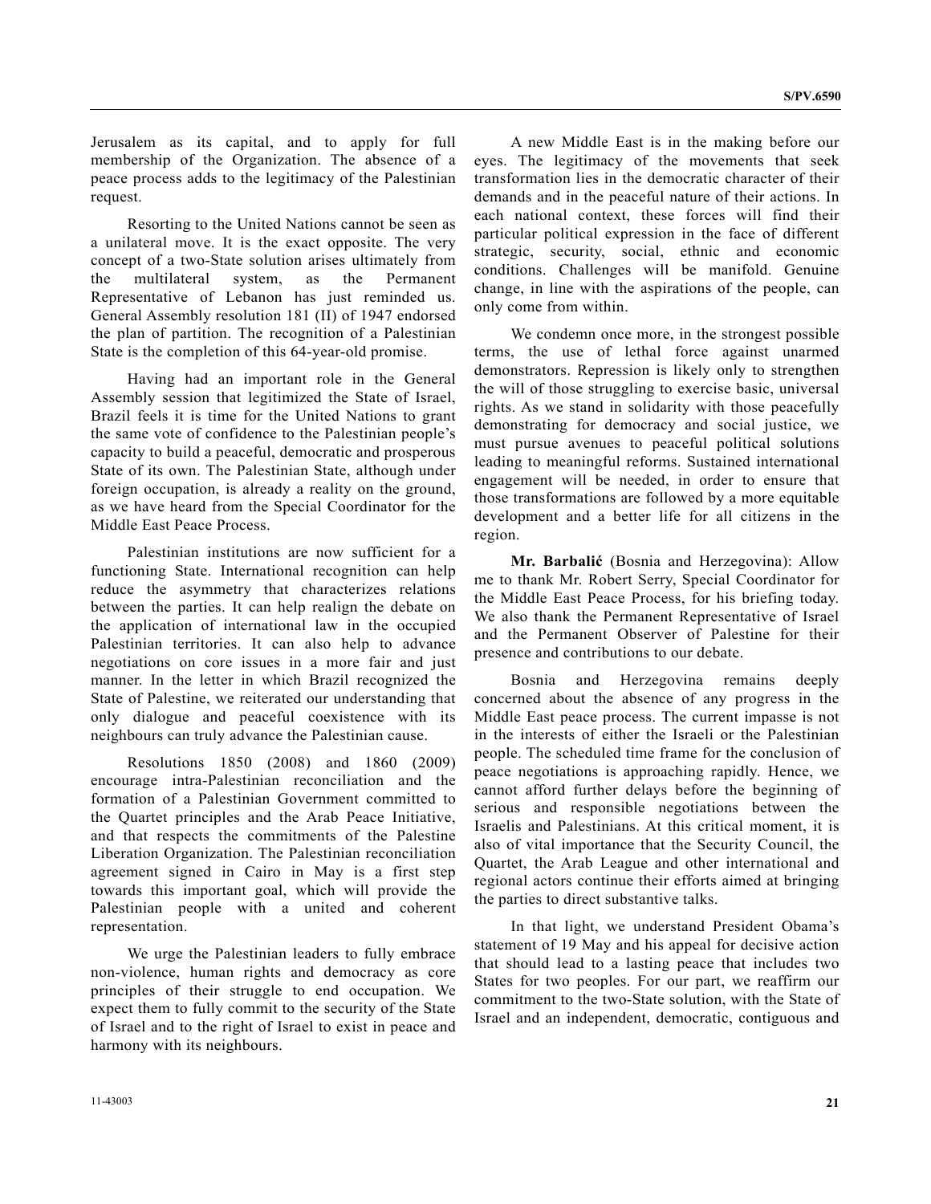Jerusalem as its capital, and to apply for full membership of the Organization. The absence of a peace process adds to the legitimacy of the Palestinian request.

Resorting to the United Nations cannot be seen as a unilateral move. It is the exact opposite. The very concept of a two-State solution arises ultimately from the multilateral system, as the Permanent Representative of Lebanon has just reminded us. General Assembly resolution 181 (II) of 1947 endorsed the plan of partition. The recognition of a Palestinian State is the completion of this 64-year-old promise.

Having had an important role in the General Assembly session that legitimized the State of Israel, Brazil feels it is time for the United Nations to grant the same vote of confidence to the Palestinian people's capacity to build a peaceful, democratic and prosperous State of its own. The Palestinian State, although under foreign occupation, is already a reality on the ground, as we have heard from the Special Coordinator for the Middle East Peace Process.

Palestinian institutions are now sufficient for a functioning State. International recognition can help reduce the asymmetry that characterizes relations between the parties. It can help realign the debate on the application of international law in the occupied Palestinian territories. It can also help to advance negotiations on core issues in a more fair and just manner. In the letter in which Brazil recognized the State of Palestine, we reiterated our understanding that only dialogue and peaceful coexistence with its neighbours can truly advance the Palestinian cause.

Resolutions 1850 (2008) and 1860 (2009) encourage intra-Palestinian reconciliation and the formation of a Palestinian Government committed to the Quartet principles and the Arab Peace Initiative, and that respects the commitments of the Palestine Liberation Organization. The Palestinian reconciliation agreement signed in Cairo in May is a first step towards this important goal, which will provide the Palestinian people with a united and coherent representation.

We urge the Palestinian leaders to fully embrace non-violence, human rights and democracy as core principles of their struggle to end occupation. We expect them to fully commit to the security of the State of Israel and to the right of Israel to exist in peace and harmony with its neighbours.

A new Middle East is in the making before our eyes. The legitimacy of the movements that seek transformation lies in the democratic character of their demands and in the peaceful nature of their actions. In each national context, these forces will find their particular political expression in the face of different strategic, security, social, ethnic and economic conditions. Challenges will be manifold. Genuine change, in line with the aspirations of the people, can only come from within.

We condemn once more, in the strongest possible terms, the use of lethal force against unarmed demonstrators. Repression is likely only to strengthen the will of those struggling to exercise basic, universal rights. As we stand in solidarity with those peacefully demonstrating for democracy and social justice, we must pursue avenues to peaceful political solutions leading to meaningful reforms. Sustained international engagement will be needed, in order to ensure that those transformations are followed by a more equitable development and a better life for all citizens in the region.

**Mr. Barbalić** (Bosnia and Herzegovina): Allow me to thank Mr. Robert Serry, Special Coordinator for the Middle East Peace Process, for his briefing today. We also thank the Permanent Representative of Israel and the Permanent Observer of Palestine for their presence and contributions to our debate.

Bosnia and Herzegovina remains deeply concerned about the absence of any progress in the Middle East peace process. The current impasse is not in the interests of either the Israeli or the Palestinian people. The scheduled time frame for the conclusion of peace negotiations is approaching rapidly. Hence, we cannot afford further delays before the beginning of serious and responsible negotiations between the Israelis and Palestinians. At this critical moment, it is also of vital importance that the Security Council, the Quartet, the Arab League and other international and regional actors continue their efforts aimed at bringing the parties to direct substantive talks.

In that light, we understand President Obama's statement of 19 May and his appeal for decisive action that should lead to a lasting peace that includes two States for two peoples. For our part, we reaffirm our commitment to the two-State solution, with the State of Israel and an independent, democratic, contiguous and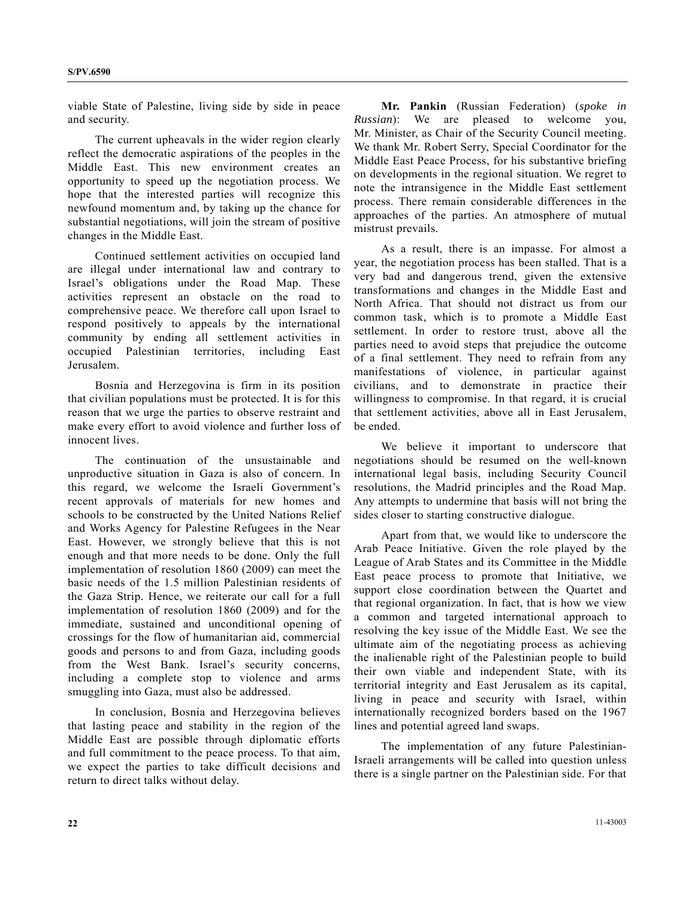viable State of Palestine, living side by side in peace and security.

The current upheavals in the wider region clearly reflect the democratic aspirations of the peoples in the Middle East. This new environment creates an opportunity to speed up the negotiation process. We hope that the interested parties will recognize this newfound momentum and, by taking up the chance for substantial negotiations, will join the stream of positive changes in the Middle East.

Continued settlement activities on occupied land are illegal under international law and contrary to Israel's obligations under the Road Map. These activities represent an obstacle on the road to comprehensive peace. We therefore call upon Israel to respond positively to appeals by the international community by ending all settlement activities in occupied Palestinian territories, including East Jerusalem.

Bosnia and Herzegovina is firm in its position that civilian populations must be protected. It is for this reason that we urge the parties to observe restraint and make every effort to avoid violence and further loss of innocent lives.

The continuation of the unsustainable and unproductive situation in Gaza is also of concern. In this regard, we welcome the Israeli Government's recent approvals of materials for new homes and schools to be constructed by the United Nations Relief and Works Agency for Palestine Refugees in the Near East. However, we strongly believe that this is not enough and that more needs to be done. Only the full implementation of resolution 1860 (2009) can meet the basic needs of the 1.5 million Palestinian residents of the Gaza Strip. Hence, we reiterate our call for a full implementation of resolution 1860 (2009) and for the immediate, sustained and unconditional opening of crossings for the flow of humanitarian aid, commercial goods and persons to and from Gaza, including goods from the West Bank. Israel's security concerns, including a complete stop to violence and arms smuggling into Gaza, must also be addressed.

In conclusion, Bosnia and Herzegovina believes that lasting peace and stability in the region of the Middle East are possible through diplomatic efforts and full commitment to the peace process. To that aim, we expect the parties to take difficult decisions and return to direct talks without delay.

**Mr. Pankin** (Russian Federation) (*spoke in Russian*): We are pleased to welcome you, Mr. Minister, as Chair of the Security Council meeting. We thank Mr. Robert Serry, Special Coordinator for the Middle East Peace Process, for his substantive briefing on developments in the regional situation. We regret to note the intransigence in the Middle East settlement process. There remain considerable differences in the approaches of the parties. An atmosphere of mutual mistrust prevails.

As a result, there is an impasse. For almost a year, the negotiation process has been stalled. That is a very bad and dangerous trend, given the extensive transformations and changes in the Middle East and North Africa. That should not distract us from our common task, which is to promote a Middle East settlement. In order to restore trust, above all the parties need to avoid steps that prejudice the outcome of a final settlement. They need to refrain from any manifestations of violence, in particular against civilians, and to demonstrate in practice their willingness to compromise. In that regard, it is crucial that settlement activities, above all in East Jerusalem, be ended.

We believe it important to underscore that negotiations should be resumed on the well-known international legal basis, including Security Council resolutions, the Madrid principles and the Road Map. Any attempts to undermine that basis will not bring the sides closer to starting constructive dialogue.

Apart from that, we would like to underscore the Arab Peace Initiative. Given the role played by the League of Arab States and its Committee in the Middle East peace process to promote that Initiative, we support close coordination between the Quartet and that regional organization. In fact, that is how we view a common and targeted international approach to resolving the key issue of the Middle East. We see the ultimate aim of the negotiating process as achieving the inalienable right of the Palestinian people to build their own viable and independent State, with its territorial integrity and East Jerusalem as its capital, living in peace and security with Israel, within internationally recognized borders based on the 1967 lines and potential agreed land swaps.

The implementation of any future Palestinian-Israeli arrangements will be called into question unless there is a single partner on the Palestinian side. For that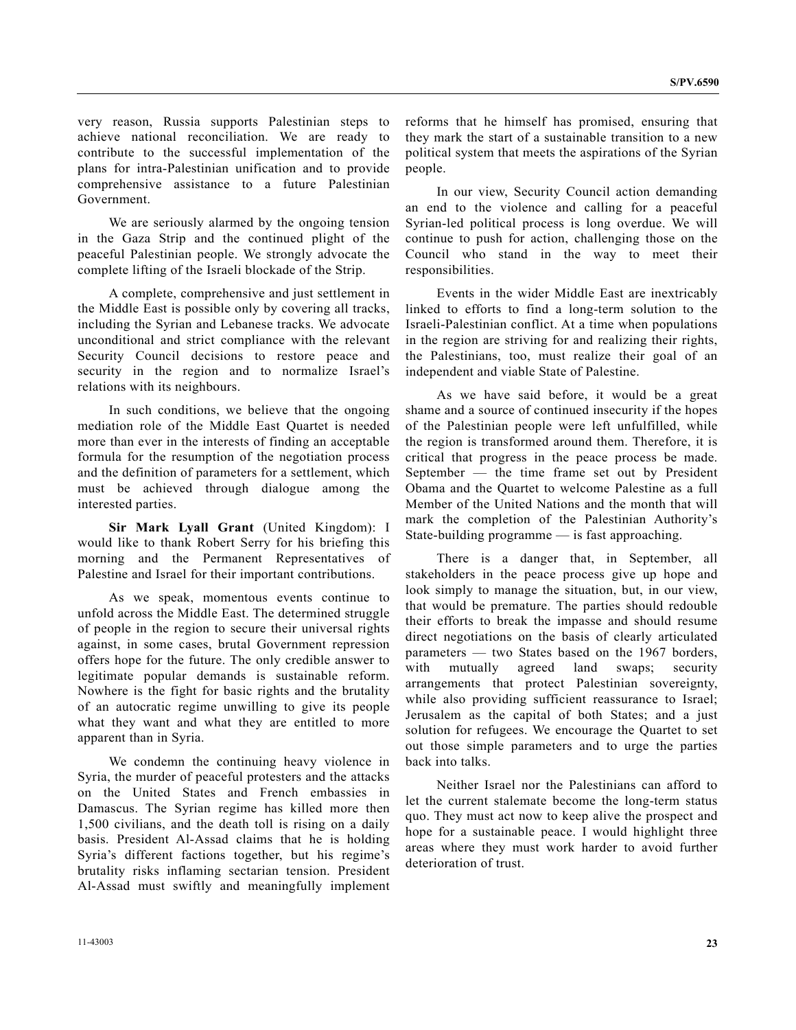very reason, Russia supports Palestinian steps to achieve national reconciliation. We are ready to contribute to the successful implementation of the plans for intra-Palestinian unification and to provide comprehensive assistance to a future Palestinian Government.

We are seriously alarmed by the ongoing tension in the Gaza Strip and the continued plight of the peaceful Palestinian people. We strongly advocate the complete lifting of the Israeli blockade of the Strip.

A complete, comprehensive and just settlement in the Middle East is possible only by covering all tracks, including the Syrian and Lebanese tracks. We advocate unconditional and strict compliance with the relevant Security Council decisions to restore peace and security in the region and to normalize Israel's relations with its neighbours.

In such conditions, we believe that the ongoing mediation role of the Middle East Quartet is needed more than ever in the interests of finding an acceptable formula for the resumption of the negotiation process and the definition of parameters for a settlement, which must be achieved through dialogue among the interested parties.

**Sir Mark Lyall Grant** (United Kingdom): I would like to thank Robert Serry for his briefing this morning and the Permanent Representatives of Palestine and Israel for their important contributions.

As we speak, momentous events continue to unfold across the Middle East. The determined struggle of people in the region to secure their universal rights against, in some cases, brutal Government repression offers hope for the future. The only credible answer to legitimate popular demands is sustainable reform. Nowhere is the fight for basic rights and the brutality of an autocratic regime unwilling to give its people what they want and what they are entitled to more apparent than in Syria.

We condemn the continuing heavy violence in Syria, the murder of peaceful protesters and the attacks on the United States and French embassies in Damascus. The Syrian regime has killed more then 1,500 civilians, and the death toll is rising on a daily basis. President Al-Assad claims that he is holding Syria's different factions together, but his regime's brutality risks inflaming sectarian tension. President Al-Assad must swiftly and meaningfully implement reforms that he himself has promised, ensuring that they mark the start of a sustainable transition to a new political system that meets the aspirations of the Syrian people.

In our view, Security Council action demanding an end to the violence and calling for a peaceful Syrian-led political process is long overdue. We will continue to push for action, challenging those on the Council who stand in the way to meet their responsibilities.

Events in the wider Middle East are inextricably linked to efforts to find a long-term solution to the Israeli-Palestinian conflict. At a time when populations in the region are striving for and realizing their rights, the Palestinians, too, must realize their goal of an independent and viable State of Palestine.

As we have said before, it would be a great shame and a source of continued insecurity if the hopes of the Palestinian people were left unfulfilled, while the region is transformed around them. Therefore, it is critical that progress in the peace process be made. September — the time frame set out by President Obama and the Quartet to welcome Palestine as a full Member of the United Nations and the month that will mark the completion of the Palestinian Authority's State-building programme — is fast approaching.

There is a danger that, in September, all stakeholders in the peace process give up hope and look simply to manage the situation, but, in our view, that would be premature. The parties should redouble their efforts to break the impasse and should resume direct negotiations on the basis of clearly articulated parameters — two States based on the 1967 borders, with mutually agreed land swaps; security arrangements that protect Palestinian sovereignty, while also providing sufficient reassurance to Israel; Jerusalem as the capital of both States; and a just solution for refugees. We encourage the Quartet to set out those simple parameters and to urge the parties back into talks.

Neither Israel nor the Palestinians can afford to let the current stalemate become the long-term status quo. They must act now to keep alive the prospect and hope for a sustainable peace. I would highlight three areas where they must work harder to avoid further deterioration of trust.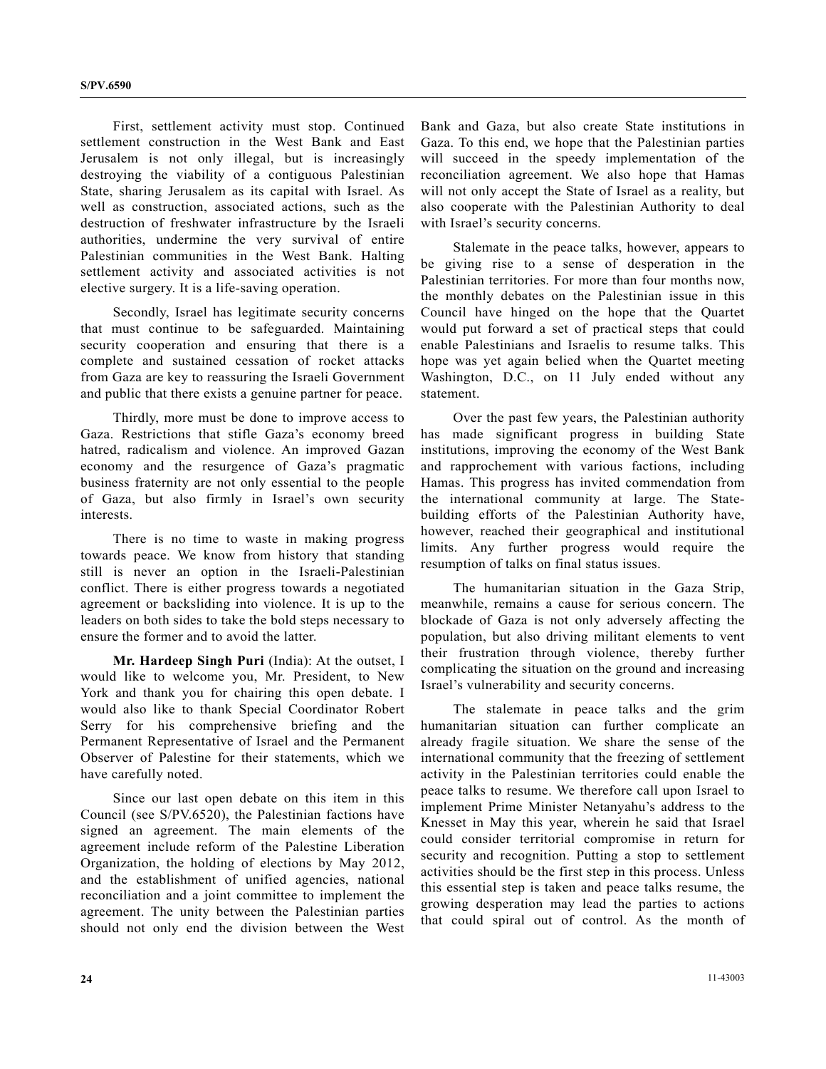First, settlement activity must stop. Continued settlement construction in the West Bank and East Jerusalem is not only illegal, but is increasingly destroying the viability of a contiguous Palestinian State, sharing Jerusalem as its capital with Israel. As well as construction, associated actions, such as the destruction of freshwater infrastructure by the Israeli authorities, undermine the very survival of entire Palestinian communities in the West Bank. Halting settlement activity and associated activities is not elective surgery. It is a life-saving operation.

Secondly, Israel has legitimate security concerns that must continue to be safeguarded. Maintaining security cooperation and ensuring that there is a complete and sustained cessation of rocket attacks from Gaza are key to reassuring the Israeli Government and public that there exists a genuine partner for peace.

Thirdly, more must be done to improve access to Gaza. Restrictions that stifle Gaza's economy breed hatred, radicalism and violence. An improved Gazan economy and the resurgence of Gaza's pragmatic business fraternity are not only essential to the people of Gaza, but also firmly in Israel's own security interests.

There is no time to waste in making progress towards peace. We know from history that standing still is never an option in the Israeli-Palestinian conflict. There is either progress towards a negotiated agreement or backsliding into violence. It is up to the leaders on both sides to take the bold steps necessary to ensure the former and to avoid the latter.

**Mr. Hardeep Singh Puri** (India): At the outset, I would like to welcome you, Mr. President, to New York and thank you for chairing this open debate. I would also like to thank Special Coordinator Robert Serry for his comprehensive briefing and the Permanent Representative of Israel and the Permanent Observer of Palestine for their statements, which we have carefully noted.

Since our last open debate on this item in this Council (see S/PV.6520), the Palestinian factions have signed an agreement. The main elements of the agreement include reform of the Palestine Liberation Organization, the holding of elections by May 2012, and the establishment of unified agencies, national reconciliation and a joint committee to implement the agreement. The unity between the Palestinian parties should not only end the division between the West Bank and Gaza, but also create State institutions in Gaza. To this end, we hope that the Palestinian parties will succeed in the speedy implementation of the reconciliation agreement. We also hope that Hamas will not only accept the State of Israel as a reality, but also cooperate with the Palestinian Authority to deal with Israel's security concerns.

Stalemate in the peace talks, however, appears to be giving rise to a sense of desperation in the Palestinian territories. For more than four months now, the monthly debates on the Palestinian issue in this Council have hinged on the hope that the Quartet would put forward a set of practical steps that could enable Palestinians and Israelis to resume talks. This hope was yet again belied when the Quartet meeting Washington, D.C., on 11 July ended without any statement.

Over the past few years, the Palestinian authority has made significant progress in building State institutions, improving the economy of the West Bank and rapprochement with various factions, including Hamas. This progress has invited commendation from the international community at large. The State-building efforts of the Palestinian Authority have, however, reached their geographical and institutional limits. Any further progress would require the resumption of talks on final status issues.

The humanitarian situation in the Gaza Strip, meanwhile, remains a cause for serious concern. The blockade of Gaza is not only adversely affecting the population, but also driving militant elements to vent their frustration through violence, thereby further complicating the situation on the ground and increasing Israel's vulnerability and security concerns.

The stalemate in peace talks and the grim humanitarian situation can further complicate an already fragile situation. We share the sense of the international community that the freezing of settlement activity in the Palestinian territories could enable the peace talks to resume. We therefore call upon Israel to implement Prime Minister Netanyahu's address to the Knesset in May this year, wherein he said that Israel could consider territorial compromise in return for security and recognition. Putting a stop to settlement activities should be the first step in this process. Unless this essential step is taken and peace talks resume, the growing desperation may lead the parties to actions that could spiral out of control. As the month of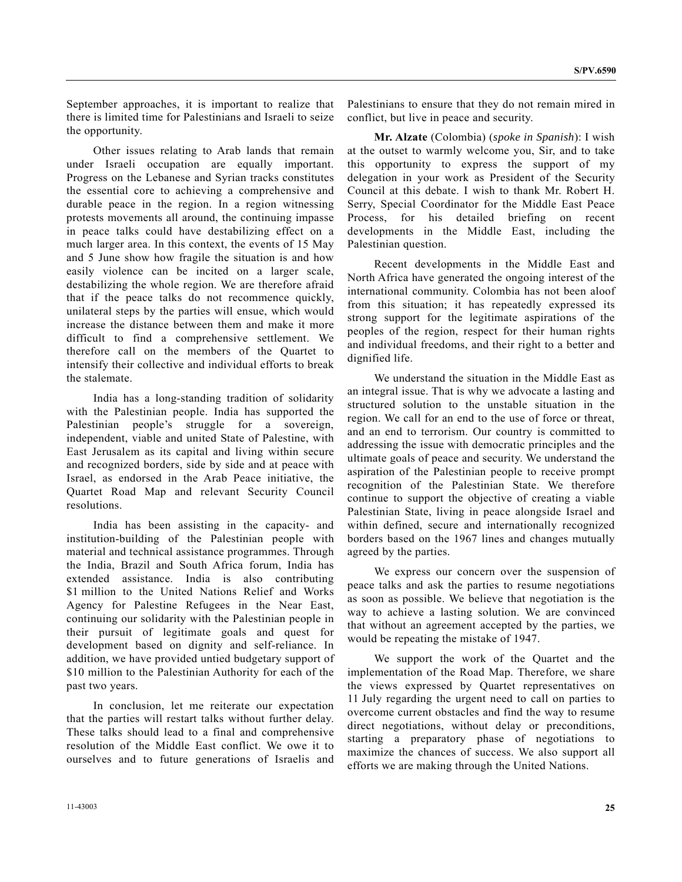September approaches, it is important to realize that there is limited time for Palestinians and Israeli to seize the opportunity.

Other issues relating to Arab lands that remain under Israeli occupation are equally important. Progress on the Lebanese and Syrian tracks constitutes the essential core to achieving a comprehensive and durable peace in the region. In a region witnessing protests movements all around, the continuing impasse in peace talks could have destabilizing effect on a much larger area. In this context, the events of 15 May and 5 June show how fragile the situation is and how easily violence can be incited on a larger scale, destabilizing the whole region. We are therefore afraid that if the peace talks do not recommence quickly, unilateral steps by the parties will ensue, which would increase the distance between them and make it more difficult to find a comprehensive settlement. We therefore call on the members of the Quartet to intensify their collective and individual efforts to break the stalemate.

India has a long-standing tradition of solidarity with the Palestinian people. India has supported the Palestinian people's struggle for a sovereign, independent, viable and united State of Palestine, with East Jerusalem as its capital and living within secure and recognized borders, side by side and at peace with Israel, as endorsed in the Arab Peace initiative, the Quartet Road Map and relevant Security Council resolutions.

India has been assisting in the capacity- and institution-building of the Palestinian people with material and technical assistance programmes. Through the India, Brazil and South Africa forum, India has extended assistance. India is also contributing $1 million to the United Nations Relief and Works Agency for Palestine Refugees in the Near East, continuing our solidarity with the Palestinian people in their pursuit of legitimate goals and quest for development based on dignity and self-reliance. In addition, we have provided untied budgetary support of $10 million to the Palestinian Authority for each of the past two years.

In conclusion, let me reiterate our expectation that the parties will restart talks without further delay. These talks should lead to a final and comprehensive resolution of the Middle East conflict. We owe it to ourselves and to future generations of Israelis and Palestinians to ensure that they do not remain mired in conflict, but live in peace and security.

**Mr. Alzate** (Colombia) (*spoke in Spanish*): I wish at the outset to warmly welcome you, Sir, and to take this opportunity to express the support of my delegation in your work as President of the Security Council at this debate. I wish to thank Mr. Robert H. Serry, Special Coordinator for the Middle East Peace Process, for his detailed briefing on recent developments in the Middle East, including the Palestinian question.

Recent developments in the Middle East and North Africa have generated the ongoing interest of the international community. Colombia has not been aloof from this situation; it has repeatedly expressed its strong support for the legitimate aspirations of the peoples of the region, respect for their human rights and individual freedoms, and their right to a better and dignified life.

We understand the situation in the Middle East as an integral issue. That is why we advocate a lasting and structured solution to the unstable situation in the region. We call for an end to the use of force or threat, and an end to terrorism. Our country is committed to addressing the issue with democratic principles and the ultimate goals of peace and security. We understand the aspiration of the Palestinian people to receive prompt recognition of the Palestinian State. We therefore continue to support the objective of creating a viable Palestinian State, living in peace alongside Israel and within defined, secure and internationally recognized borders based on the 1967 lines and changes mutually agreed by the parties.

We express our concern over the suspension of peace talks and ask the parties to resume negotiations as soon as possible. We believe that negotiation is the way to achieve a lasting solution. We are convinced that without an agreement accepted by the parties, we would be repeating the mistake of 1947.

We support the work of the Quartet and the implementation of the Road Map. Therefore, we share the views expressed by Quartet representatives on 11 July regarding the urgent need to call on parties to overcome current obstacles and find the way to resume direct negotiations, without delay or preconditions, starting a preparatory phase of negotiations to maximize the chances of success. We also support all efforts we are making through the United Nations.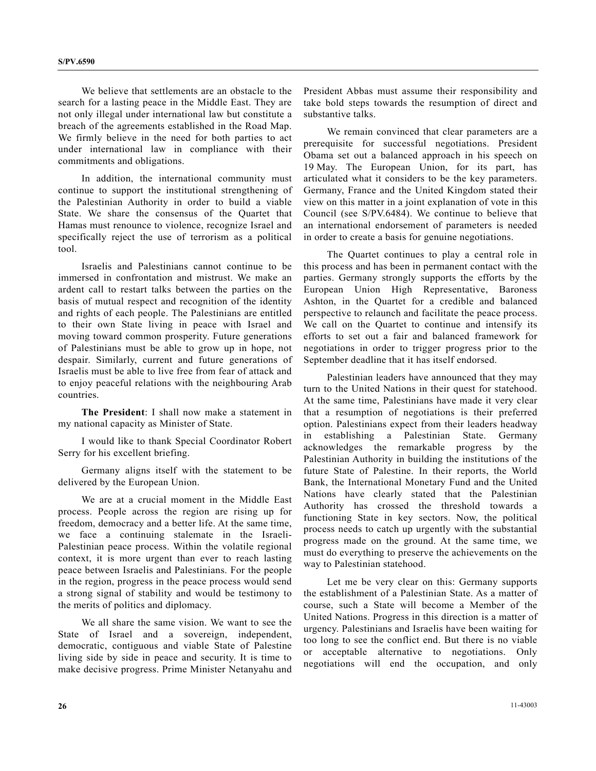We believe that settlements are an obstacle to the search for a lasting peace in the Middle East. They are not only illegal under international law but constitute a breach of the agreements established in the Road Map. We firmly believe in the need for both parties to act under international law in compliance with their commitments and obligations.

In addition, the international community must continue to support the institutional strengthening of the Palestinian Authority in order to build a viable State. We share the consensus of the Quartet that Hamas must renounce to violence, recognize Israel and specifically reject the use of terrorism as a political tool.

Israelis and Palestinians cannot continue to be immersed in confrontation and mistrust. We make an ardent call to restart talks between the parties on the basis of mutual respect and recognition of the identity and rights of each people. The Palestinians are entitled to their own State living in peace with Israel and moving toward common prosperity. Future generations of Palestinians must be able to grow up in hope, not despair. Similarly, current and future generations of Israelis must be able to live free from fear of attack and to enjoy peaceful relations with the neighbouring Arab countries.

**The President**: I shall now make a statement in my national capacity as Minister of State.

I would like to thank Special Coordinator Robert Serry for his excellent briefing.

Germany aligns itself with the statement to be delivered by the European Union.

We are at a crucial moment in the Middle East process. People across the region are rising up for freedom, democracy and a better life. At the same time, we face a continuing stalemate in the Israeli-Palestinian peace process. Within the volatile regional context, it is more urgent than ever to reach lasting peace between Israelis and Palestinians. For the people in the region, progress in the peace process would send a strong signal of stability and would be testimony to the merits of politics and diplomacy.

We all share the same vision. We want to see the State of Israel and a sovereign, independent, democratic, contiguous and viable State of Palestine living side by side in peace and security. It is time to make decisive progress. Prime Minister Netanyahu and President Abbas must assume their responsibility and take bold steps towards the resumption of direct and substantive talks.

We remain convinced that clear parameters are a prerequisite for successful negotiations. President Obama set out a balanced approach in his speech on 19 May. The European Union, for its part, has articulated what it considers to be the key parameters. Germany, France and the United Kingdom stated their view on this matter in a joint explanation of vote in this Council (see S/PV.6484). We continue to believe that an international endorsement of parameters is needed in order to create a basis for genuine negotiations.

The Quartet continues to play a central role in this process and has been in permanent contact with the parties. Germany strongly supports the efforts by the European Union High Representative, Baroness Ashton, in the Quartet for a credible and balanced perspective to relaunch and facilitate the peace process. We call on the Quartet to continue and intensify its efforts to set out a fair and balanced framework for negotiations in order to trigger progress prior to the September deadline that it has itself endorsed.

Palestinian leaders have announced that they may turn to the United Nations in their quest for statehood. At the same time, Palestinians have made it very clear that a resumption of negotiations is their preferred option. Palestinians expect from their leaders headway in establishing a Palestinian State. Germany acknowledges the remarkable progress by the Palestinian Authority in building the institutions of the future State of Palestine. In their reports, the World Bank, the International Monetary Fund and the United Nations have clearly stated that the Palestinian Authority has crossed the threshold towards a functioning State in key sectors. Now, the political process needs to catch up urgently with the substantial progress made on the ground. At the same time, we must do everything to preserve the achievements on the way to Palestinian statehood.

Let me be very clear on this: Germany supports the establishment of a Palestinian State. As a matter of course, such a State will become a Member of the United Nations. Progress in this direction is a matter of urgency. Palestinians and Israelis have been waiting for too long to see the conflict end. But there is no viable or acceptable alternative to negotiations. Only negotiations will end the occupation, and only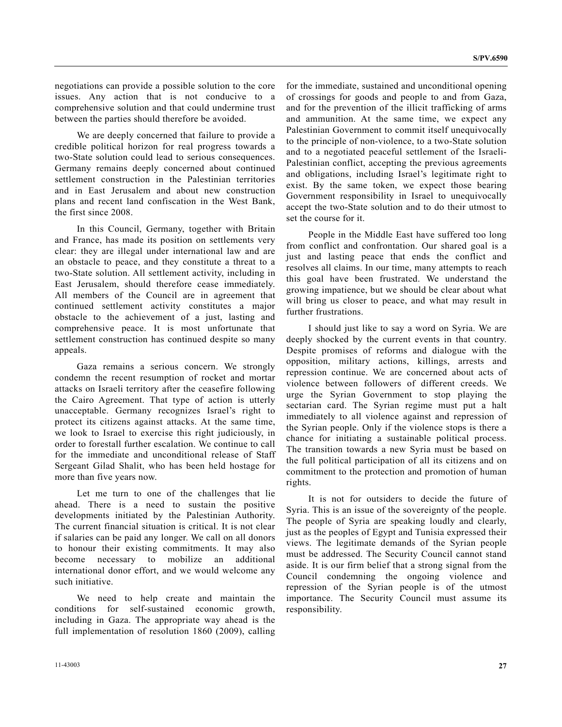negotiations can provide a possible solution to the core issues. Any action that is not conducive to a comprehensive solution and that could undermine trust between the parties should therefore be avoided.

We are deeply concerned that failure to provide a credible political horizon for real progress towards a two-State solution could lead to serious consequences. Germany remains deeply concerned about continued settlement construction in the Palestinian territories and in East Jerusalem and about new construction plans and recent land confiscation in the West Bank, the first since 2008.

In this Council, Germany, together with Britain and France, has made its position on settlements very clear: they are illegal under international law and are an obstacle to peace, and they constitute a threat to a two-State solution. All settlement activity, including in East Jerusalem, should therefore cease immediately. All members of the Council are in agreement that continued settlement activity constitutes a major obstacle to the achievement of a just, lasting and comprehensive peace. It is most unfortunate that settlement construction has continued despite so many appeals.

Gaza remains a serious concern. We strongly condemn the recent resumption of rocket and mortar attacks on Israeli territory after the ceasefire following the Cairo Agreement. That type of action is utterly unacceptable. Germany recognizes Israel's right to protect its citizens against attacks. At the same time, we look to Israel to exercise this right judiciously, in order to forestall further escalation. We continue to call for the immediate and unconditional release of Staff Sergeant Gilad Shalit, who has been held hostage for more than five years now.

Let me turn to one of the challenges that lie ahead. There is a need to sustain the positive developments initiated by the Palestinian Authority. The current financial situation is critical. It is not clear if salaries can be paid any longer. We call on all donors to honour their existing commitments. It may also become necessary to mobilize an additional international donor effort, and we would welcome any such initiative.

We need to help create and maintain the conditions for self-sustained economic growth, including in Gaza. The appropriate way ahead is the full implementation of resolution 1860 (2009), calling for the immediate, sustained and unconditional opening of crossings for goods and people to and from Gaza, and for the prevention of the illicit trafficking of arms and ammunition. At the same time, we expect any Palestinian Government to commit itself unequivocally to the principle of non-violence, to a two-State solution and to a negotiated peaceful settlement of the Israeli-Palestinian conflict, accepting the previous agreements and obligations, including Israel's legitimate right to exist. By the same token, we expect those bearing Government responsibility in Israel to unequivocally accept the two-State solution and to do their utmost to set the course for it.

People in the Middle East have suffered too long from conflict and confrontation. Our shared goal is a just and lasting peace that ends the conflict and resolves all claims. In our time, many attempts to reach this goal have been frustrated. We understand the growing impatience, but we should be clear about what will bring us closer to peace, and what may result in further frustrations.

I should just like to say a word on Syria. We are deeply shocked by the current events in that country. Despite promises of reforms and dialogue with the opposition, military actions, killings, arrests and repression continue. We are concerned about acts of violence between followers of different creeds. We urge the Syrian Government to stop playing the sectarian card. The Syrian regime must put a halt immediately to all violence against and repression of the Syrian people. Only if the violence stops is there a chance for initiating a sustainable political process. The transition towards a new Syria must be based on the full political participation of all its citizens and on commitment to the protection and promotion of human rights.

It is not for outsiders to decide the future of Syria. This is an issue of the sovereignty of the people. The people of Syria are speaking loudly and clearly, just as the peoples of Egypt and Tunisia expressed their views. The legitimate demands of the Syrian people must be addressed. The Security Council cannot stand aside. It is our firm belief that a strong signal from the Council condemning the ongoing violence and repression of the Syrian people is of the utmost importance. The Security Council must assume its responsibility.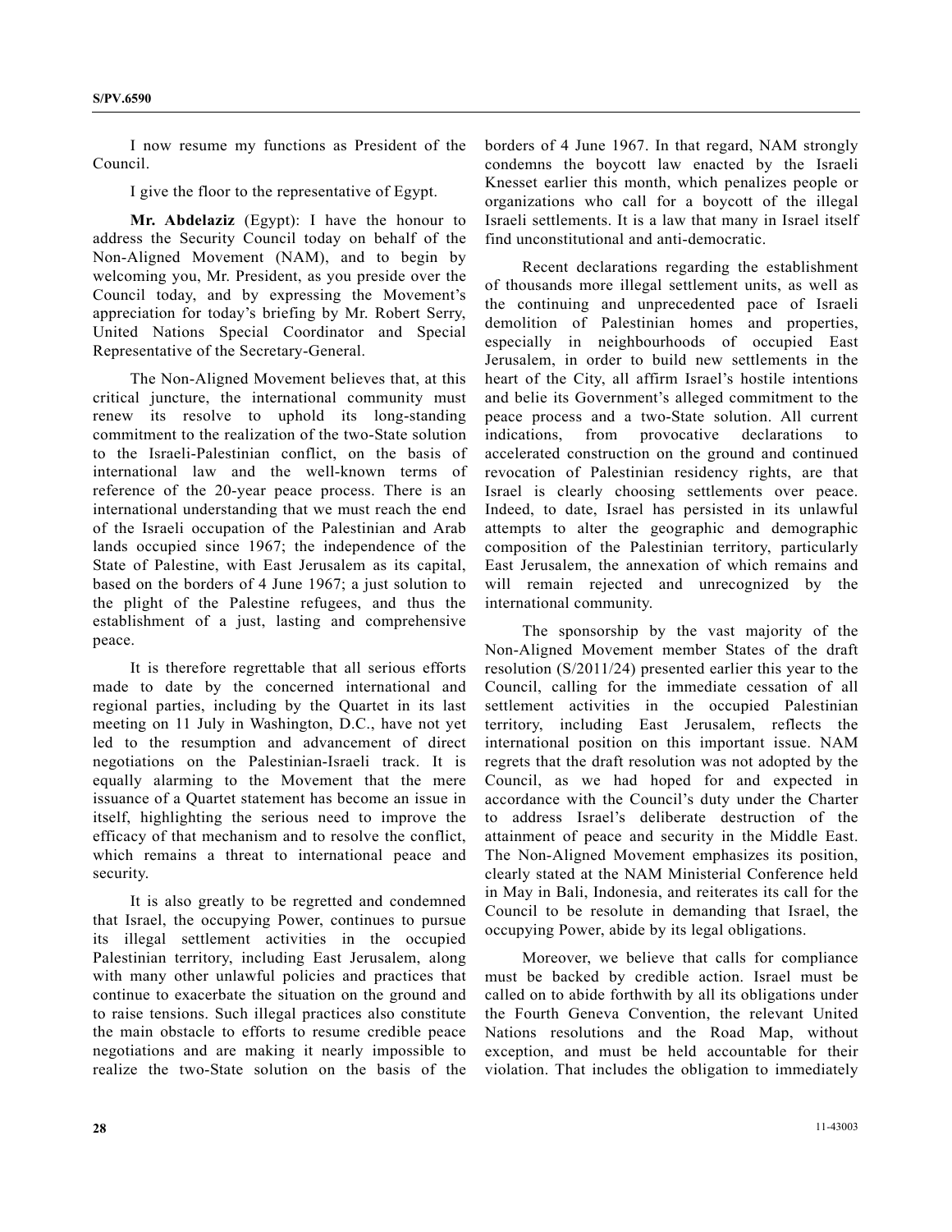I now resume my functions as President of the Council.

I give the floor to the representative of Egypt.

**Mr. Abdelaziz** (Egypt): I have the honour to address the Security Council today on behalf of the Non-Aligned Movement (NAM), and to begin by welcoming you, Mr. President, as you preside over the Council today, and by expressing the Movement's appreciation for today's briefing by Mr. Robert Serry, United Nations Special Coordinator and Special Representative of the Secretary-General.

The Non-Aligned Movement believes that, at this critical juncture, the international community must renew its resolve to uphold its long-standing commitment to the realization of the two-State solution to the Israeli-Palestinian conflict, on the basis of international law and the well-known terms of reference of the 20-year peace process. There is an international understanding that we must reach the end of the Israeli occupation of the Palestinian and Arab lands occupied since 1967; the independence of the State of Palestine, with East Jerusalem as its capital, based on the borders of 4 June 1967; a just solution to the plight of the Palestine refugees, and thus the establishment of a just, lasting and comprehensive peace.

It is therefore regrettable that all serious efforts made to date by the concerned international and regional parties, including by the Quartet in its last meeting on 11 July in Washington, D.C., have not yet led to the resumption and advancement of direct negotiations on the Palestinian-Israeli track. It is equally alarming to the Movement that the mere issuance of a Quartet statement has become an issue in itself, highlighting the serious need to improve the efficacy of that mechanism and to resolve the conflict, which remains a threat to international peace and security.

It is also greatly to be regretted and condemned that Israel, the occupying Power, continues to pursue its illegal settlement activities in the occupied Palestinian territory, including East Jerusalem, along with many other unlawful policies and practices that continue to exacerbate the situation on the ground and to raise tensions. Such illegal practices also constitute the main obstacle to efforts to resume credible peace negotiations and are making it nearly impossible to realize the two-State solution on the basis of the borders of 4 June 1967. In that regard, NAM strongly condemns the boycott law enacted by the Israeli Knesset earlier this month, which penalizes people or organizations who call for a boycott of the illegal Israeli settlements. It is a law that many in Israel itself find unconstitutional and anti-democratic.

Recent declarations regarding the establishment of thousands more illegal settlement units, as well as the continuing and unprecedented pace of Israeli demolition of Palestinian homes and properties, especially in neighbourhoods of occupied East Jerusalem, in order to build new settlements in the heart of the City, all affirm Israel's hostile intentions and belie its Government's alleged commitment to the peace process and a two-State solution. All current indications, from provocative declarations to accelerated construction on the ground and continued revocation of Palestinian residency rights, are that Israel is clearly choosing settlements over peace. Indeed, to date, Israel has persisted in its unlawful attempts to alter the geographic and demographic composition of the Palestinian territory, particularly East Jerusalem, the annexation of which remains and will remain rejected and unrecognized by the international community.

The sponsorship by the vast majority of the Non-Aligned Movement member States of the draft resolution (S/2011/24) presented earlier this year to the Council, calling for the immediate cessation of all settlement activities in the occupied Palestinian territory, including East Jerusalem, reflects the international position on this important issue. NAM regrets that the draft resolution was not adopted by the Council, as we had hoped for and expected in accordance with the Council's duty under the Charter to address Israel's deliberate destruction of the attainment of peace and security in the Middle East. The Non-Aligned Movement emphasizes its position, clearly stated at the NAM Ministerial Conference held in May in Bali, Indonesia, and reiterates its call for the Council to be resolute in demanding that Israel, the occupying Power, abide by its legal obligations.

Moreover, we believe that calls for compliance must be backed by credible action. Israel must be called on to abide forthwith by all its obligations under the Fourth Geneva Convention, the relevant United Nations resolutions and the Road Map, without exception, and must be held accountable for their violation. That includes the obligation to immediately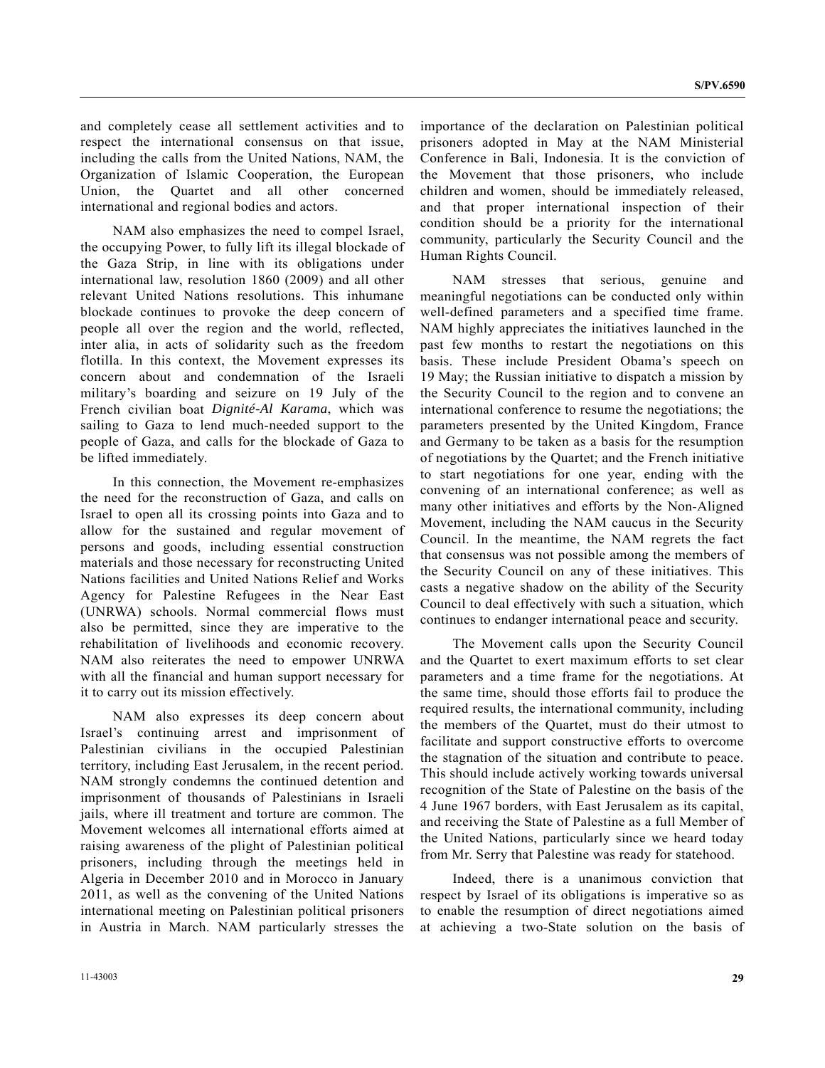and completely cease all settlement activities and to respect the international consensus on that issue, including the calls from the United Nations, NAM, the Organization of Islamic Cooperation, the European Union, the Quartet and all other concerned international and regional bodies and actors.

NAM also emphasizes the need to compel Israel, the occupying Power, to fully lift its illegal blockade of the Gaza Strip, in line with its obligations under international law, resolution 1860 (2009) and all other relevant United Nations resolutions. This inhumane blockade continues to provoke the deep concern of people all over the region and the world, reflected, inter alia, in acts of solidarity such as the freedom flotilla. In this context, the Movement expresses its concern about and condemnation of the Israeli military's boarding and seizure on 19 July of the French civilian boat *Dignité-Al Karama*, which was sailing to Gaza to lend much-needed support to the people of Gaza, and calls for the blockade of Gaza to be lifted immediately.

In this connection, the Movement re-emphasizes the need for the reconstruction of Gaza, and calls on Israel to open all its crossing points into Gaza and to allow for the sustained and regular movement of persons and goods, including essential construction materials and those necessary for reconstructing United Nations facilities and United Nations Relief and Works Agency for Palestine Refugees in the Near East (UNRWA) schools. Normal commercial flows must also be permitted, since they are imperative to the rehabilitation of livelihoods and economic recovery. NAM also reiterates the need to empower UNRWA with all the financial and human support necessary for it to carry out its mission effectively.

NAM also expresses its deep concern about Israel's continuing arrest and imprisonment of Palestinian civilians in the occupied Palestinian territory, including East Jerusalem, in the recent period. NAM strongly condemns the continued detention and imprisonment of thousands of Palestinians in Israeli jails, where ill treatment and torture are common. The Movement welcomes all international efforts aimed at raising awareness of the plight of Palestinian political prisoners, including through the meetings held in Algeria in December 2010 and in Morocco in January 2011, as well as the convening of the United Nations international meeting on Palestinian political prisoners in Austria in March. NAM particularly stresses the importance of the declaration on Palestinian political prisoners adopted in May at the NAM Ministerial Conference in Bali, Indonesia. It is the conviction of the Movement that those prisoners, who include children and women, should be immediately released, and that proper international inspection of their condition should be a priority for the international community, particularly the Security Council and the Human Rights Council.

NAM stresses that serious, genuine and meaningful negotiations can be conducted only within well-defined parameters and a specified time frame. NAM highly appreciates the initiatives launched in the past few months to restart the negotiations on this basis. These include President Obama's speech on 19 May; the Russian initiative to dispatch a mission by the Security Council to the region and to convene an international conference to resume the negotiations; the parameters presented by the United Kingdom, France and Germany to be taken as a basis for the resumption of negotiations by the Quartet; and the French initiative to start negotiations for one year, ending with the convening of an international conference; as well as many other initiatives and efforts by the Non-Aligned Movement, including the NAM caucus in the Security Council. In the meantime, the NAM regrets the fact that consensus was not possible among the members of the Security Council on any of these initiatives. This casts a negative shadow on the ability of the Security Council to deal effectively with such a situation, which continues to endanger international peace and security.

The Movement calls upon the Security Council and the Quartet to exert maximum efforts to set clear parameters and a time frame for the negotiations. At the same time, should those efforts fail to produce the required results, the international community, including the members of the Quartet, must do their utmost to facilitate and support constructive efforts to overcome the stagnation of the situation and contribute to peace. This should include actively working towards universal recognition of the State of Palestine on the basis of the 4 June 1967 borders, with East Jerusalem as its capital, and receiving the State of Palestine as a full Member of the United Nations, particularly since we heard today from Mr. Serry that Palestine was ready for statehood.

Indeed, there is a unanimous conviction that respect by Israel of its obligations is imperative so as to enable the resumption of direct negotiations aimed at achieving a two-State solution on the basis of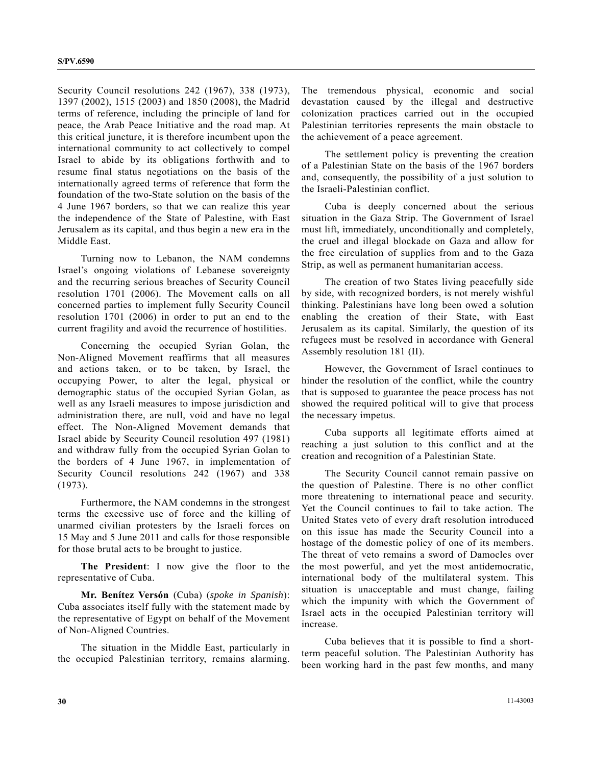Security Council resolutions 242 (1967), 338 (1973), 1397 (2002), 1515 (2003) and 1850 (2008), the Madrid terms of reference, including the principle of land for peace, the Arab Peace Initiative and the road map. At this critical juncture, it is therefore incumbent upon the international community to act collectively to compel Israel to abide by its obligations forthwith and to resume final status negotiations on the basis of the internationally agreed terms of reference that form the foundation of the two-State solution on the basis of the 4 June 1967 borders, so that we can realize this year the independence of the State of Palestine, with East Jerusalem as its capital, and thus begin a new era in the Middle East.

Turning now to Lebanon, the NAM condemns Israel's ongoing violations of Lebanese sovereignty and the recurring serious breaches of Security Council resolution 1701 (2006). The Movement calls on all concerned parties to implement fully Security Council resolution 1701 (2006) in order to put an end to the current fragility and avoid the recurrence of hostilities.

Concerning the occupied Syrian Golan, the Non-Aligned Movement reaffirms that all measures and actions taken, or to be taken, by Israel, the occupying Power, to alter the legal, physical or demographic status of the occupied Syrian Golan, as well as any Israeli measures to impose jurisdiction and administration there, are null, void and have no legal effect. The Non-Aligned Movement demands that Israel abide by Security Council resolution 497 (1981) and withdraw fully from the occupied Syrian Golan to the borders of 4 June 1967, in implementation of Security Council resolutions 242 (1967) and 338 (1973).

Furthermore, the NAM condemns in the strongest terms the excessive use of force and the killing of unarmed civilian protesters by the Israeli forces on 15 May and 5 June 2011 and calls for those responsible for those brutal acts to be brought to justice.

**The President**: I now give the floor to the representative of Cuba.

**Mr. Benítez Versón** (Cuba) (*spoke in Spanish*): Cuba associates itself fully with the statement made by the representative of Egypt on behalf of the Movement of Non-Aligned Countries.

The situation in the Middle East, particularly in the occupied Palestinian territory, remains alarming. The tremendous physical, economic and social devastation caused by the illegal and destructive colonization practices carried out in the occupied Palestinian territories represents the main obstacle to the achievement of a peace agreement.

The settlement policy is preventing the creation of a Palestinian State on the basis of the 1967 borders and, consequently, the possibility of a just solution to the Israeli-Palestinian conflict.

Cuba is deeply concerned about the serious situation in the Gaza Strip. The Government of Israel must lift, immediately, unconditionally and completely, the cruel and illegal blockade on Gaza and allow for the free circulation of supplies from and to the Gaza Strip, as well as permanent humanitarian access.

The creation of two States living peacefully side by side, with recognized borders, is not merely wishful thinking. Palestinians have long been owed a solution enabling the creation of their State, with East Jerusalem as its capital. Similarly, the question of its refugees must be resolved in accordance with General Assembly resolution 181 (II).

However, the Government of Israel continues to hinder the resolution of the conflict, while the country that is supposed to guarantee the peace process has not showed the required political will to give that process the necessary impetus.

Cuba supports all legitimate efforts aimed at reaching a just solution to this conflict and at the creation and recognition of a Palestinian State.

The Security Council cannot remain passive on the question of Palestine. There is no other conflict more threatening to international peace and security. Yet the Council continues to fail to take action. The United States veto of every draft resolution introduced on this issue has made the Security Council into a hostage of the domestic policy of one of its members. The threat of veto remains a sword of Damocles over the most powerful, and yet the most antidemocratic, international body of the multilateral system. This situation is unacceptable and must change, failing which the impunity with which the Government of Israel acts in the occupied Palestinian territory will increase.

Cuba believes that it is possible to find a short-term peaceful solution. The Palestinian Authority has been working hard in the past few months, and many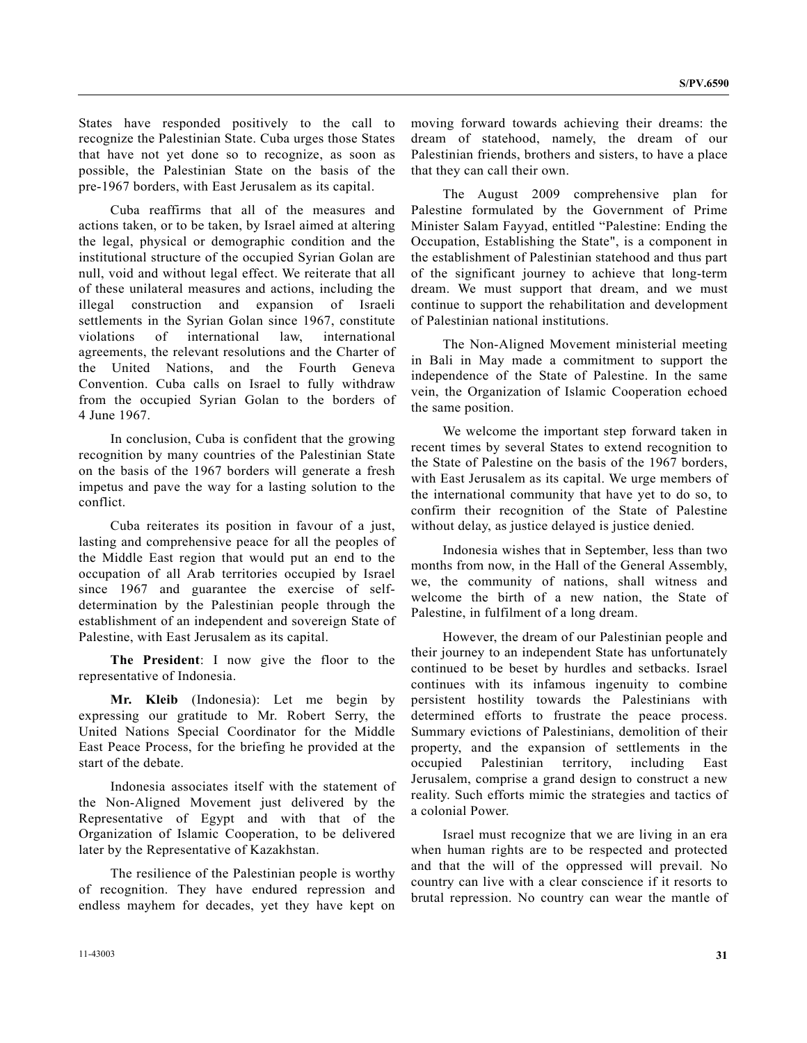States have responded positively to the call to recognize the Palestinian State. Cuba urges those States that have not yet done so to recognize, as soon as possible, the Palestinian State on the basis of the pre-1967 borders, with East Jerusalem as its capital.

Cuba reaffirms that all of the measures and actions taken, or to be taken, by Israel aimed at altering the legal, physical or demographic condition and the institutional structure of the occupied Syrian Golan are null, void and without legal effect. We reiterate that all of these unilateral measures and actions, including the illegal construction and expansion of Israeli settlements in the Syrian Golan since 1967, constitute violations of international law, international agreements, the relevant resolutions and the Charter of the United Nations, and the Fourth Geneva Convention. Cuba calls on Israel to fully withdraw from the occupied Syrian Golan to the borders of 4 June 1967.

In conclusion, Cuba is confident that the growing recognition by many countries of the Palestinian State on the basis of the 1967 borders will generate a fresh impetus and pave the way for a lasting solution to the conflict.

Cuba reiterates its position in favour of a just, lasting and comprehensive peace for all the peoples of the Middle East region that would put an end to the occupation of all Arab territories occupied by Israel since 1967 and guarantee the exercise of self-determination by the Palestinian people through the establishment of an independent and sovereign State of Palestine, with East Jerusalem as its capital.

**The President**: I now give the floor to the representative of Indonesia.

**Mr. Kleib** (Indonesia): Let me begin by expressing our gratitude to Mr. Robert Serry, the United Nations Special Coordinator for the Middle East Peace Process, for the briefing he provided at the start of the debate.

Indonesia associates itself with the statement of the Non-Aligned Movement just delivered by the Representative of Egypt and with that of the Organization of Islamic Cooperation, to be delivered later by the Representative of Kazakhstan.

The resilience of the Palestinian people is worthy of recognition. They have endured repression and endless mayhem for decades, yet they have kept on moving forward towards achieving their dreams: the dream of statehood, namely, the dream of our Palestinian friends, brothers and sisters, to have a place that they can call their own.

The August 2009 comprehensive plan for Palestine formulated by the Government of Prime Minister Salam Fayyad, entitled "Palestine: Ending the Occupation, Establishing the State", is a component in the establishment of Palestinian statehood and thus part of the significant journey to achieve that long-term dream. We must support that dream, and we must continue to support the rehabilitation and development of Palestinian national institutions.

The Non-Aligned Movement ministerial meeting in Bali in May made a commitment to support the independence of the State of Palestine. In the same vein, the Organization of Islamic Cooperation echoed the same position.

We welcome the important step forward taken in recent times by several States to extend recognition to the State of Palestine on the basis of the 1967 borders, with East Jerusalem as its capital. We urge members of the international community that have yet to do so, to confirm their recognition of the State of Palestine without delay, as justice delayed is justice denied.

Indonesia wishes that in September, less than two months from now, in the Hall of the General Assembly, we, the community of nations, shall witness and welcome the birth of a new nation, the State of Palestine, in fulfilment of a long dream.

However, the dream of our Palestinian people and their journey to an independent State has unfortunately continued to be beset by hurdles and setbacks. Israel continues with its infamous ingenuity to combine persistent hostility towards the Palestinians with determined efforts to frustrate the peace process. Summary evictions of Palestinians, demolition of their property, and the expansion of settlements in the occupied Palestinian territory, including East Jerusalem, comprise a grand design to construct a new reality. Such efforts mimic the strategies and tactics of a colonial Power.

Israel must recognize that we are living in an era when human rights are to be respected and protected and that the will of the oppressed will prevail. No country can live with a clear conscience if it resorts to brutal repression. No country can wear the mantle of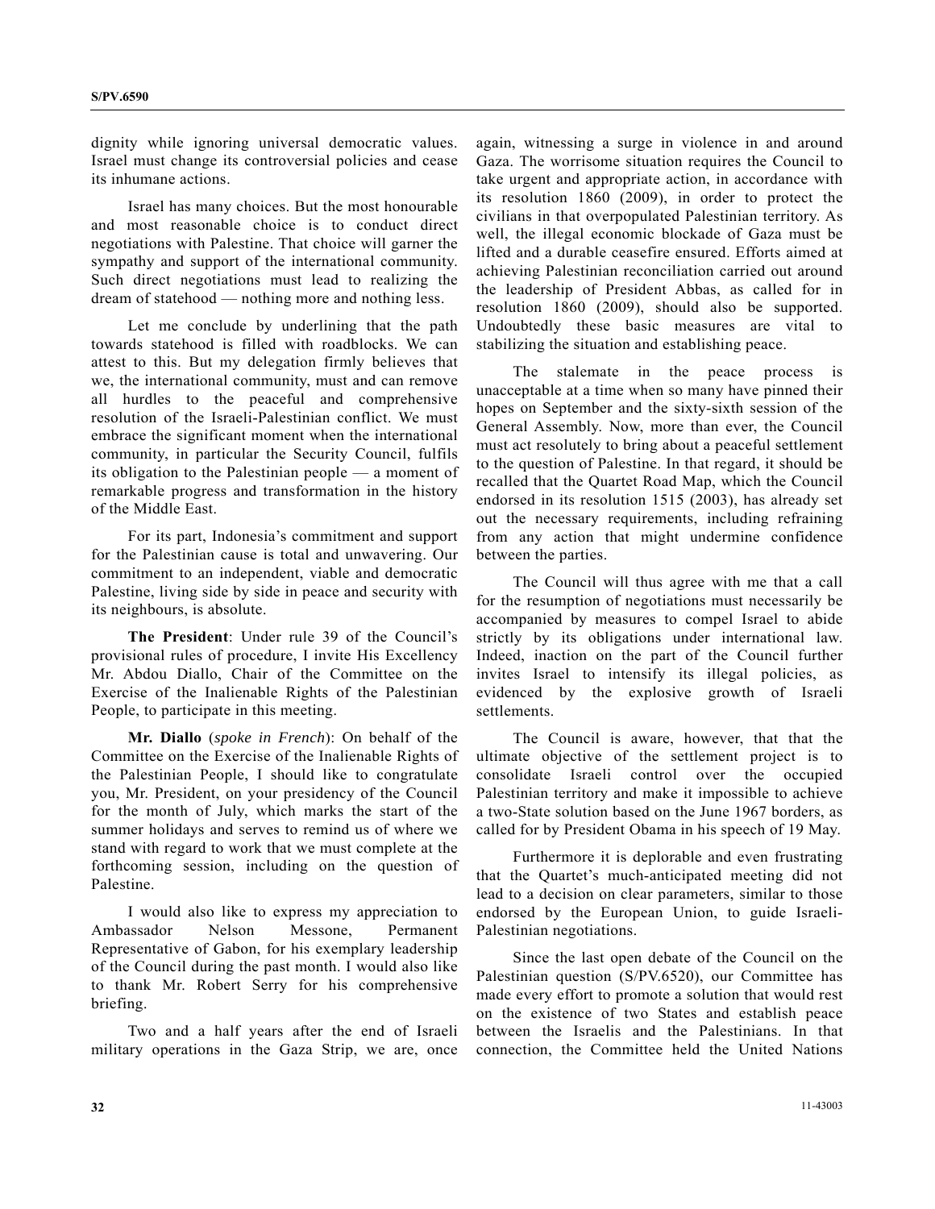dignity while ignoring universal democratic values. Israel must change its controversial policies and cease its inhumane actions.

Israel has many choices. But the most honourable and most reasonable choice is to conduct direct negotiations with Palestine. That choice will garner the sympathy and support of the international community. Such direct negotiations must lead to realizing the dream of statehood — nothing more and nothing less.

Let me conclude by underlining that the path towards statehood is filled with roadblocks. We can attest to this. But my delegation firmly believes that we, the international community, must and can remove all hurdles to the peaceful and comprehensive resolution of the Israeli-Palestinian conflict. We must embrace the significant moment when the international community, in particular the Security Council, fulfils its obligation to the Palestinian people — a moment of remarkable progress and transformation in the history of the Middle East.

For its part, Indonesia's commitment and support for the Palestinian cause is total and unwavering. Our commitment to an independent, viable and democratic Palestine, living side by side in peace and security with its neighbours, is absolute.

**The President**: Under rule 39 of the Council's provisional rules of procedure, I invite His Excellency Mr. Abdou Diallo, Chair of the Committee on the Exercise of the Inalienable Rights of the Palestinian People, to participate in this meeting.

**Mr. Diallo** (*spoke in French*): On behalf of the Committee on the Exercise of the Inalienable Rights of the Palestinian People, I should like to congratulate you, Mr. President, on your presidency of the Council for the month of July, which marks the start of the summer holidays and serves to remind us of where we stand with regard to work that we must complete at the forthcoming session, including on the question of Palestine.

I would also like to express my appreciation to Ambassador Nelson Messone, Permanent Representative of Gabon, for his exemplary leadership of the Council during the past month. I would also like to thank Mr. Robert Serry for his comprehensive briefing.

Two and a half years after the end of Israeli military operations in the Gaza Strip, we are, once again, witnessing a surge in violence in and around Gaza. The worrisome situation requires the Council to take urgent and appropriate action, in accordance with its resolution 1860 (2009), in order to protect the civilians in that overpopulated Palestinian territory. As well, the illegal economic blockade of Gaza must be lifted and a durable ceasefire ensured. Efforts aimed at achieving Palestinian reconciliation carried out around the leadership of President Abbas, as called for in resolution 1860 (2009), should also be supported. Undoubtedly these basic measures are vital to stabilizing the situation and establishing peace.

The stalemate in the peace process is unacceptable at a time when so many have pinned their hopes on September and the sixty-sixth session of the General Assembly. Now, more than ever, the Council must act resolutely to bring about a peaceful settlement to the question of Palestine. In that regard, it should be recalled that the Quartet Road Map, which the Council endorsed in its resolution 1515 (2003), has already set out the necessary requirements, including refraining from any action that might undermine confidence between the parties.

The Council will thus agree with me that a call for the resumption of negotiations must necessarily be accompanied by measures to compel Israel to abide strictly by its obligations under international law. Indeed, inaction on the part of the Council further invites Israel to intensify its illegal policies, as evidenced by the explosive growth of Israeli settlements.

The Council is aware, however, that that the ultimate objective of the settlement project is to consolidate Israeli control over the occupied Palestinian territory and make it impossible to achieve a two-State solution based on the June 1967 borders, as called for by President Obama in his speech of 19 May.

Furthermore it is deplorable and even frustrating that the Quartet's much-anticipated meeting did not lead to a decision on clear parameters, similar to those endorsed by the European Union, to guide Israeli-Palestinian negotiations.

Since the last open debate of the Council on the Palestinian question (S/PV.6520), our Committee has made every effort to promote a solution that would rest on the existence of two States and establish peace between the Israelis and the Palestinians. In that connection, the Committee held the United Nations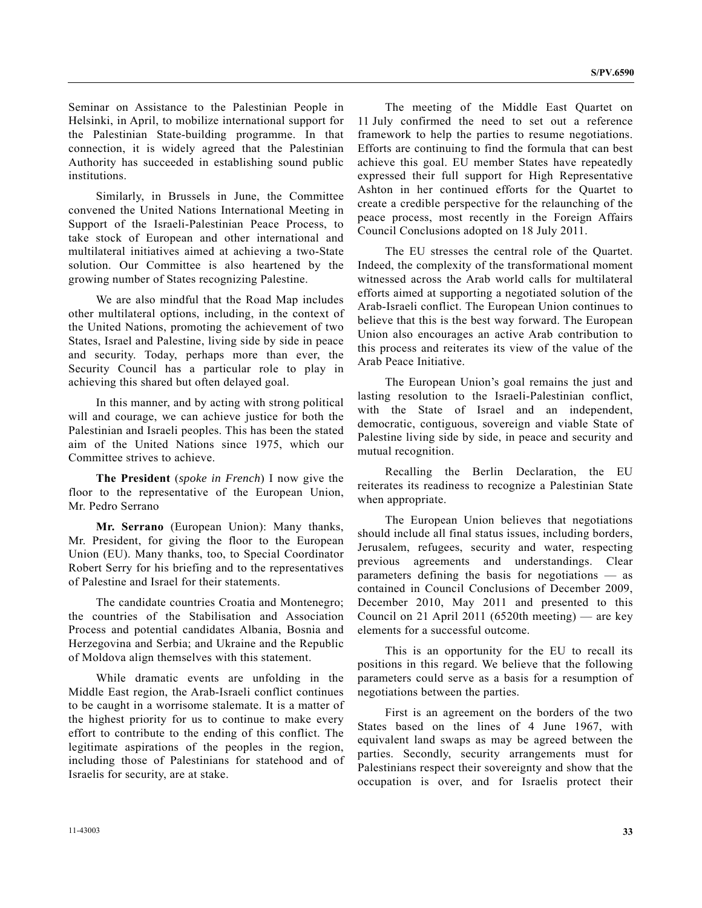Seminar on Assistance to the Palestinian People in Helsinki, in April, to mobilize international support for the Palestinian State-building programme. In that connection, it is widely agreed that the Palestinian Authority has succeeded in establishing sound public institutions.

Similarly, in Brussels in June, the Committee convened the United Nations International Meeting in Support of the Israeli-Palestinian Peace Process, to take stock of European and other international and multilateral initiatives aimed at achieving a two-State solution. Our Committee is also heartened by the growing number of States recognizing Palestine.

We are also mindful that the Road Map includes other multilateral options, including, in the context of the United Nations, promoting the achievement of two States, Israel and Palestine, living side by side in peace and security. Today, perhaps more than ever, the Security Council has a particular role to play in achieving this shared but often delayed goal.

In this manner, and by acting with strong political will and courage, we can achieve justice for both the Palestinian and Israeli peoples. This has been the stated aim of the United Nations since 1975, which our Committee strives to achieve.

**The President** (*spoke in French*) I now give the floor to the representative of the European Union, Mr. Pedro Serrano

**Mr. Serrano** (European Union): Many thanks, Mr. President, for giving the floor to the European Union (EU). Many thanks, too, to Special Coordinator Robert Serry for his briefing and to the representatives of Palestine and Israel for their statements.

The candidate countries Croatia and Montenegro; the countries of the Stabilisation and Association Process and potential candidates Albania, Bosnia and Herzegovina and Serbia; and Ukraine and the Republic of Moldova align themselves with this statement.

While dramatic events are unfolding in the Middle East region, the Arab-Israeli conflict continues to be caught in a worrisome stalemate. It is a matter of the highest priority for us to continue to make every effort to contribute to the ending of this conflict. The legitimate aspirations of the peoples in the region, including those of Palestinians for statehood and of Israelis for security, are at stake.

The meeting of the Middle East Quartet on 11 July confirmed the need to set out a reference framework to help the parties to resume negotiations. Efforts are continuing to find the formula that can best achieve this goal. EU member States have repeatedly expressed their full support for High Representative Ashton in her continued efforts for the Quartet to create a credible perspective for the relaunching of the peace process, most recently in the Foreign Affairs Council Conclusions adopted on 18 July 2011.

The EU stresses the central role of the Quartet. Indeed, the complexity of the transformational moment witnessed across the Arab world calls for multilateral efforts aimed at supporting a negotiated solution of the Arab-Israeli conflict. The European Union continues to believe that this is the best way forward. The European Union also encourages an active Arab contribution to this process and reiterates its view of the value of the Arab Peace Initiative.

The European Union's goal remains the just and lasting resolution to the Israeli-Palestinian conflict, with the State of Israel and an independent, democratic, contiguous, sovereign and viable State of Palestine living side by side, in peace and security and mutual recognition.

Recalling the Berlin Declaration, the EU reiterates its readiness to recognize a Palestinian State when appropriate.

The European Union believes that negotiations should include all final status issues, including borders, Jerusalem, refugees, security and water, respecting previous agreements and understandings. Clear parameters defining the basis for negotiations — as contained in Council Conclusions of December 2009, December 2010, May 2011 and presented to this Council on 21 April 2011 (6520th meeting) — are key elements for a successful outcome.

This is an opportunity for the EU to recall its positions in this regard. We believe that the following parameters could serve as a basis for a resumption of negotiations between the parties.

First is an agreement on the borders of the two States based on the lines of 4 June 1967, with equivalent land swaps as may be agreed between the parties. Secondly, security arrangements must for Palestinians respect their sovereignty and show that the occupation is over, and for Israelis protect their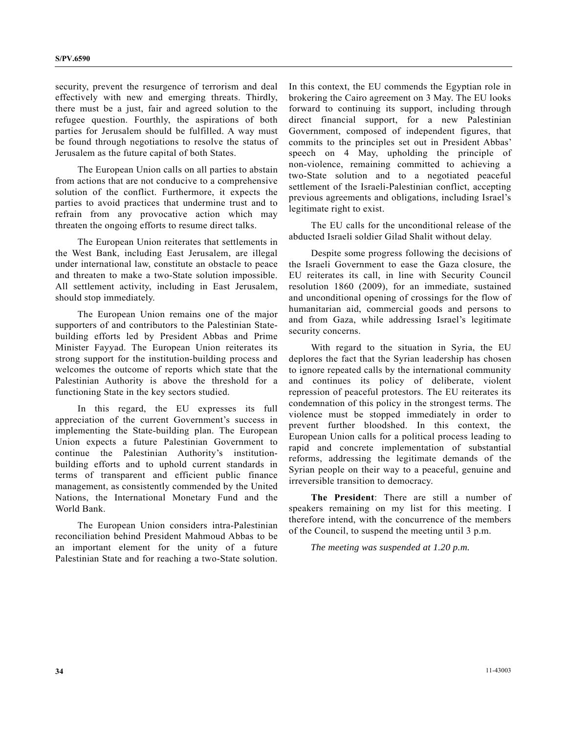security, prevent the resurgence of terrorism and deal effectively with new and emerging threats. Thirdly, there must be a just, fair and agreed solution to the refugee question. Fourthly, the aspirations of both parties for Jerusalem should be fulfilled. A way must be found through negotiations to resolve the status of Jerusalem as the future capital of both States.

The European Union calls on all parties to abstain from actions that are not conducive to a comprehensive solution of the conflict. Furthermore, it expects the parties to avoid practices that undermine trust and to refrain from any provocative action which may threaten the ongoing efforts to resume direct talks.

The European Union reiterates that settlements in the West Bank, including East Jerusalem, are illegal under international law, constitute an obstacle to peace and threaten to make a two-State solution impossible. All settlement activity, including in East Jerusalem, should stop immediately.

The European Union remains one of the major supporters of and contributors to the Palestinian State-building efforts led by President Abbas and Prime Minister Fayyad. The European Union reiterates its strong support for the institution-building process and welcomes the outcome of reports which state that the Palestinian Authority is above the threshold for a functioning State in the key sectors studied.

In this regard, the EU expresses its full appreciation of the current Government's success in implementing the State-building plan. The European Union expects a future Palestinian Government to continue the Palestinian Authority's institution-building efforts and to uphold current standards in terms of transparent and efficient public finance management, as consistently commended by the United Nations, the International Monetary Fund and the World Bank.

The European Union considers intra-Palestinian reconciliation behind President Mahmoud Abbas to be an important element for the unity of a future Palestinian State and for reaching a two-State solution. In this context, the EU commends the Egyptian role in brokering the Cairo agreement on 3 May. The EU looks forward to continuing its support, including through direct financial support, for a new Palestinian Government, composed of independent figures, that commits to the principles set out in President Abbas' speech on 4 May, upholding the principle of non-violence, remaining committed to achieving a two-State solution and to a negotiated peaceful settlement of the Israeli-Palestinian conflict, accepting previous agreements and obligations, including Israel's legitimate right to exist.

The EU calls for the unconditional release of the abducted Israeli soldier Gilad Shalit without delay.

Despite some progress following the decisions of the Israeli Government to ease the Gaza closure, the EU reiterates its call, in line with Security Council resolution 1860 (2009), for an immediate, sustained and unconditional opening of crossings for the flow of humanitarian aid, commercial goods and persons to and from Gaza, while addressing Israel's legitimate security concerns.

With regard to the situation in Syria, the EU deplores the fact that the Syrian leadership has chosen to ignore repeated calls by the international community and continues its policy of deliberate, violent repression of peaceful protestors. The EU reiterates its condemnation of this policy in the strongest terms. The violence must be stopped immediately in order to prevent further bloodshed. In this context, the European Union calls for a political process leading to rapid and concrete implementation of substantial reforms, addressing the legitimate demands of the Syrian people on their way to a peaceful, genuine and irreversible transition to democracy.

**The President**: There are still a number of speakers remaining on my list for this meeting. I therefore intend, with the concurrence of the members of the Council, to suspend the meeting until 3 p.m.

*The meeting was suspended at 1.20 p.m.*